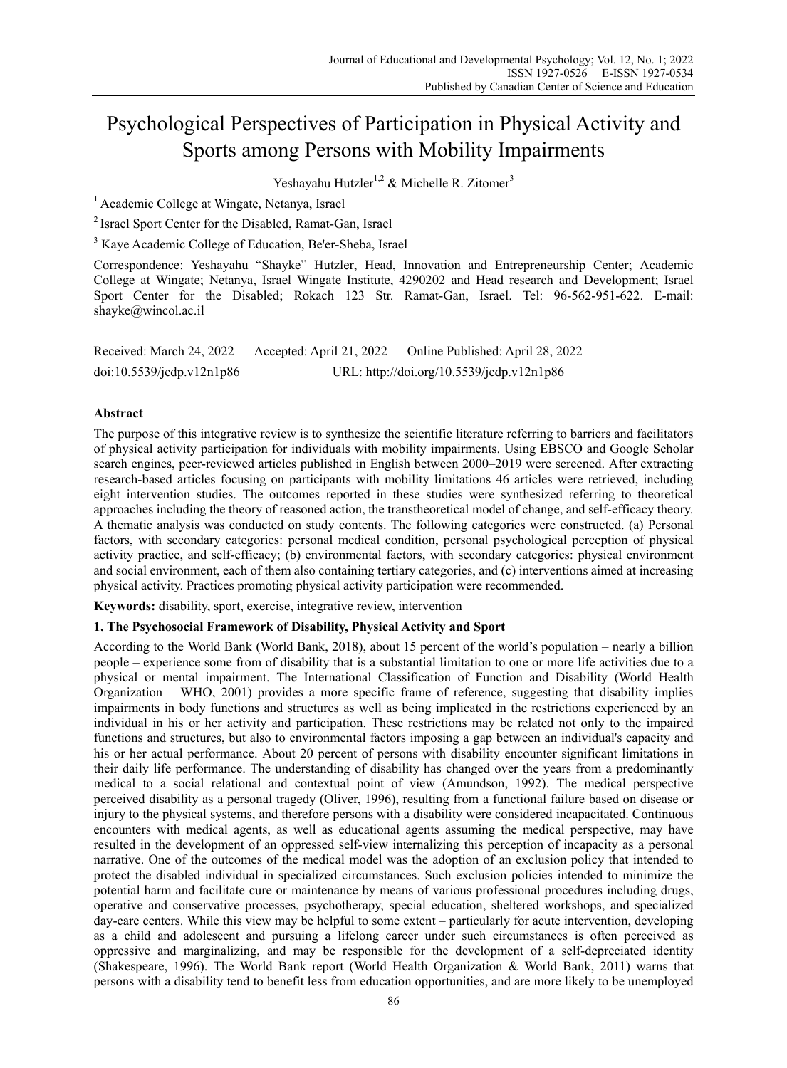# Psychological Perspectives of Participation in Physical Activity and Sports among Persons with Mobility Impairments

Yeshayahu Hutzler[1,2] & Michelle R. Zitomer[3]

[1] Academic College at Wingate, Netanya, Israel

[2] Israel Sport Center for the Disabled, Ramat-Gan, Israel

[3] Kaye Academic College of Education, Be'er-Sheba, Israel

Correspondence: Yeshayahu "Shayke" Hutzler, Head, Innovation and Entrepreneurship Center; Academic College at Wingate; Netanya, Israel Wingate Institute, 4290202 and Head research and Development; Israel Sport Center for the Disabled; Rokach 123 Str. Ramat-Gan, Israel. Tel: 96-562-951-622. E-mail: shayke@wincol.ac.il

Received: March 24, 2022 Accepted: April 21, 2022 Online Published: April 28, 2022

doi:10.5539/jedp.v12n1p86 URL: http://doi.org/10.5539/jedp.v12n1p86

## Abstract

The purpose of this integrative review is to synthesize the scientific literature referring to barriers and facilitators of physical activity participation for individuals with mobility impairments. Using EBSCO and Google Scholar search engines, peer-reviewed articles published in English between 2000–2019 were screened. After extracting research-based articles focusing on participants with mobility limitations 46 articles were retrieved, including eight intervention studies. The outcomes reported in these studies were synthesized referring to theoretical approaches including the theory of reasoned action, the transtheoretical model of change, and self-efficacy theory. A thematic analysis was conducted on study contents. The following categories were constructed. (a) Personal factors, with secondary categories: personal medical condition, personal psychological perception of physical activity practice, and self-efficacy; (b) environmental factors, with secondary categories: physical environment and social environment, each of them also containing tertiary categories, and (c) interventions aimed at increasing physical activity. Practices promoting physical activity participation were recommended.

**Keywords:** disability, sport, exercise, integrative review, intervention

## 1. The Psychosocial Framework of Disability, Physical Activity and Sport

According to the World Bank (World Bank, 2018), about 15 percent of the world's population – nearly a billion people – experience some from of disability that is a substantial limitation to one or more life activities due to a physical or mental impairment. The International Classification of Function and Disability (World Health Organization – WHO, 2001) provides a more specific frame of reference, suggesting that disability implies impairments in body functions and structures as well as being implicated in the restrictions experienced by an individual in his or her activity and participation. These restrictions may be related not only to the impaired functions and structures, but also to environmental factors imposing a gap between an individual's capacity and his or her actual performance. About 20 percent of persons with disability encounter significant limitations in their daily life performance. The understanding of disability has changed over the years from a predominantly medical to a social relational and contextual point of view (Amundson, 1992). The medical perspective perceived disability as a personal tragedy (Oliver, 1996), resulting from a functional failure based on disease or injury to the physical systems, and therefore persons with a disability were considered incapacitated. Continuous encounters with medical agents, as well as educational agents assuming the medical perspective, may have resulted in the development of an oppressed self-view internalizing this perception of incapacity as a personal narrative. One of the outcomes of the medical model was the adoption of an exclusion policy that intended to protect the disabled individual in specialized circumstances. Such exclusion policies intended to minimize the potential harm and facilitate cure or maintenance by means of various professional procedures including drugs, operative and conservative processes, psychotherapy, special education, sheltered workshops, and specialized day-care centers. While this view may be helpful to some extent – particularly for acute intervention, developing as a child and adolescent and pursuing a lifelong career under such circumstances is often perceived as oppressive and marginalizing, and may be responsible for the development of a self-depreciated identity (Shakespeare, 1996). The World Bank report (World Health Organization & World Bank, 2011) warns that persons with a disability tend to benefit less from education opportunities, and are more likely to be unemployed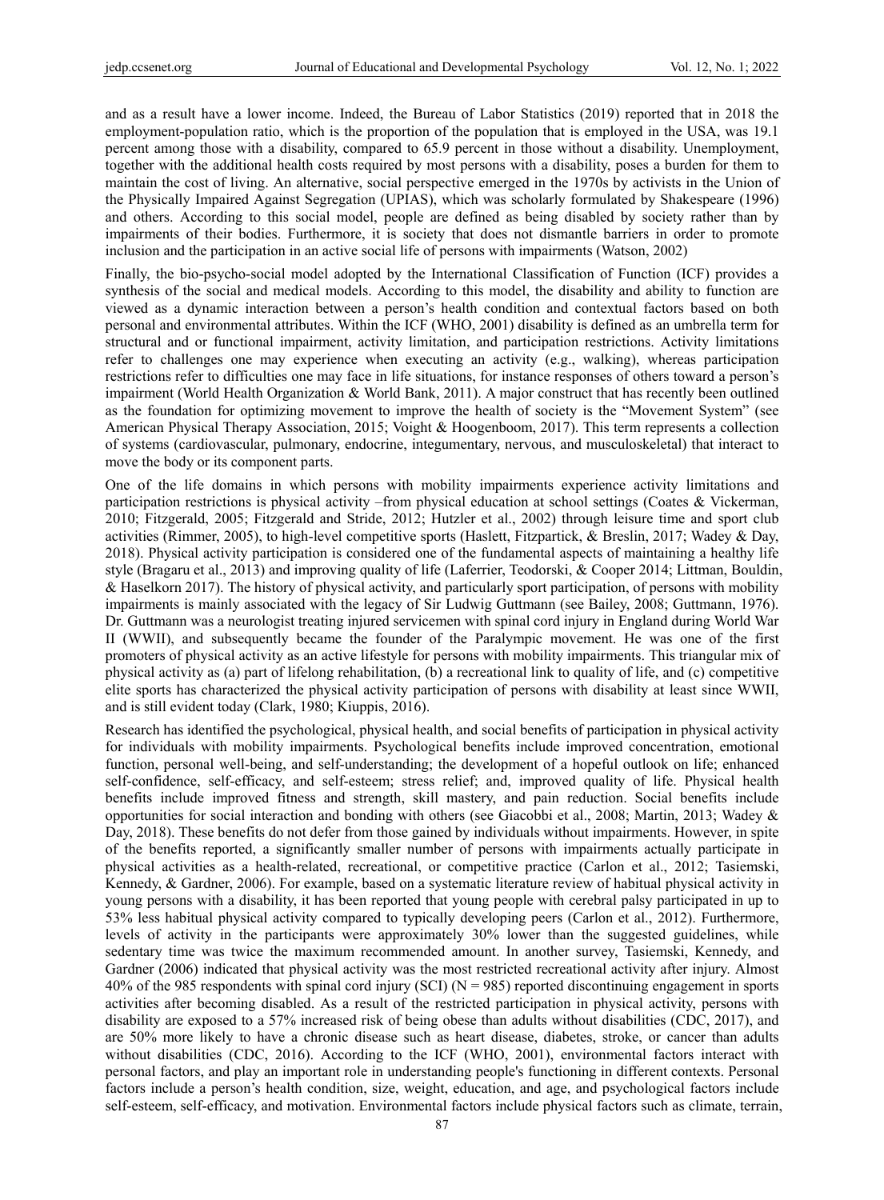and as a result have a lower income. Indeed, the Bureau of Labor Statistics (2019) reported that in 2018 the employment-population ratio, which is the proportion of the population that is employed in the USA, was 19.1 percent among those with a disability, compared to 65.9 percent in those without a disability. Unemployment, together with the additional health costs required by most persons with a disability, poses a burden for them to maintain the cost of living. An alternative, social perspective emerged in the 1970s by activists in the Union of the Physically Impaired Against Segregation (UPIAS), which was scholarly formulated by Shakespeare (1996) and others. According to this social model, people are defined as being disabled by society rather than by impairments of their bodies. Furthermore, it is society that does not dismantle barriers in order to promote inclusion and the participation in an active social life of persons with impairments (Watson, 2002)

Finally, the bio-psycho-social model adopted by the International Classification of Function (ICF) provides a synthesis of the social and medical models. According to this model, the disability and ability to function are viewed as a dynamic interaction between a person's health condition and contextual factors based on both personal and environmental attributes. Within the ICF (WHO, 2001) disability is defined as an umbrella term for structural and or functional impairment, activity limitation, and participation restrictions. Activity limitations refer to challenges one may experience when executing an activity (e.g., walking), whereas participation restrictions refer to difficulties one may face in life situations, for instance responses of others toward a person's impairment (World Health Organization & World Bank, 2011). A major construct that has recently been outlined as the foundation for optimizing movement to improve the health of society is the "Movement System" (see American Physical Therapy Association, 2015; Voight & Hoogenboom, 2017). This term represents a collection of systems (cardiovascular, pulmonary, endocrine, integumentary, nervous, and musculoskeletal) that interact to move the body or its component parts.

One of the life domains in which persons with mobility impairments experience activity limitations and participation restrictions is physical activity –from physical education at school settings (Coates & Vickerman, 2010; Fitzgerald, 2005; Fitzgerald and Stride, 2012; Hutzler et al., 2002) through leisure time and sport club activities (Rimmer, 2005), to high-level competitive sports (Haslett, Fitzpartick, & Breslin, 2017; Wadey & Day, 2018). Physical activity participation is considered one of the fundamental aspects of maintaining a healthy life style (Bragaru et al., 2013) and improving quality of life (Laferrier, Teodorski, & Cooper 2014; Littman, Bouldin, & Haselkorn 2017). The history of physical activity, and particularly sport participation, of persons with mobility impairments is mainly associated with the legacy of Sir Ludwig Guttmann (see Bailey, 2008; Guttmann, 1976). Dr. Guttmann was a neurologist treating injured servicemen with spinal cord injury in England during World War II (WWII), and subsequently became the founder of the Paralympic movement. He was one of the first promoters of physical activity as an active lifestyle for persons with mobility impairments. This triangular mix of physical activity as (a) part of lifelong rehabilitation, (b) a recreational link to quality of life, and (c) competitive elite sports has characterized the physical activity participation of persons with disability at least since WWII, and is still evident today (Clark, 1980; Kiuppis, 2016).

Research has identified the psychological, physical health, and social benefits of participation in physical activity for individuals with mobility impairments. Psychological benefits include improved concentration, emotional function, personal well-being, and self-understanding; the development of a hopeful outlook on life; enhanced self-confidence, self-efficacy, and self-esteem; stress relief; and, improved quality of life. Physical health benefits include improved fitness and strength, skill mastery, and pain reduction. Social benefits include opportunities for social interaction and bonding with others (see Giacobbi et al., 2008; Martin, 2013; Wadey & Day, 2018). These benefits do not defer from those gained by individuals without impairments. However, in spite of the benefits reported, a significantly smaller number of persons with impairments actually participate in physical activities as a health-related, recreational, or competitive practice (Carlon et al., 2012; Tasiemski, Kennedy, & Gardner, 2006). For example, based on a systematic literature review of habitual physical activity in young persons with a disability, it has been reported that young people with cerebral palsy participated in up to 53% less habitual physical activity compared to typically developing peers (Carlon et al., 2012). Furthermore, levels of activity in the participants were approximately 30% lower than the suggested guidelines, while sedentary time was twice the maximum recommended amount. In another survey, Tasiemski, Kennedy, and Gardner (2006) indicated that physical activity was the most restricted recreational activity after injury. Almost 40% of the 985 respondents with spinal cord injury (SCI) (N = 985) reported discontinuing engagement in sports activities after becoming disabled. As a result of the restricted participation in physical activity, persons with disability are exposed to a 57% increased risk of being obese than adults without disabilities (CDC, 2017), and are 50% more likely to have a chronic disease such as heart disease, diabetes, stroke, or cancer than adults without disabilities (CDC, 2016). According to the ICF (WHO, 2001), environmental factors interact with personal factors, and play an important role in understanding people's functioning in different contexts. Personal factors include a person's health condition, size, weight, education, and age, and psychological factors include self-esteem, self-efficacy, and motivation. Environmental factors include physical factors such as climate, terrain,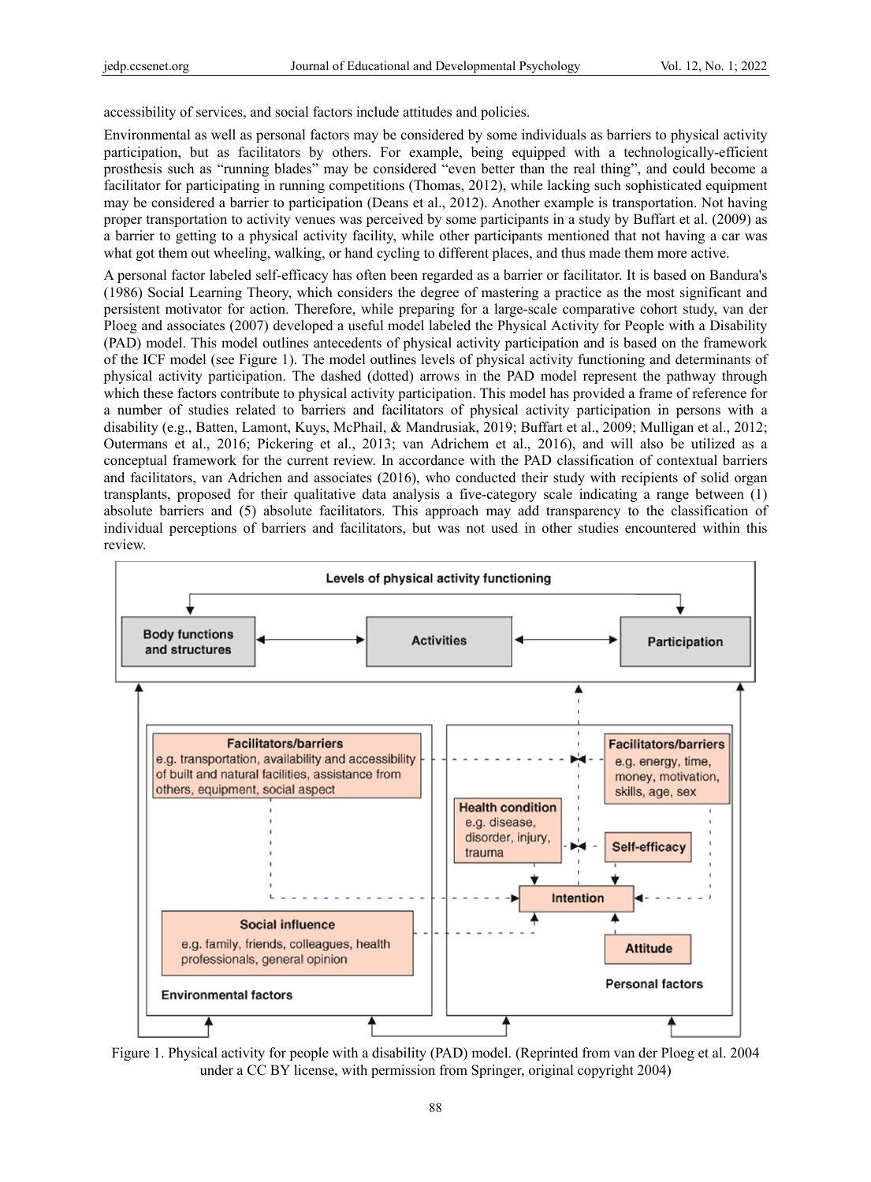accessibility of services, and social factors include attitudes and policies.

Environmental as well as personal factors may be considered by some individuals as barriers to physical activity participation, but as facilitators by others. For example, being equipped with a technologically-efficient prosthesis such as "running blades" may be considered "even better than the real thing", and could become a facilitator for participating in running competitions (Thomas, 2012), while lacking such sophisticated equipment may be considered a barrier to participation (Deans et al., 2012). Another example is transportation. Not having proper transportation to activity venues was perceived by some participants in a study by Buffart et al. (2009) as a barrier to getting to a physical activity facility, while other participants mentioned that not having a car was what got them out wheeling, walking, or hand cycling to different places, and thus made them more active.

A personal factor labeled self-efficacy has often been regarded as a barrier or facilitator. It is based on Bandura's (1986) Social Learning Theory, which considers the degree of mastering a practice as the most significant and persistent motivator for action. Therefore, while preparing for a large-scale comparative cohort study, van der Ploeg and associates (2007) developed a useful model labeled the Physical Activity for People with a Disability (PAD) model. This model outlines antecedents of physical activity participation and is based on the framework of the ICF model (see Figure 1). The model outlines levels of physical activity functioning and determinants of physical activity participation. The dashed (dotted) arrows in the PAD model represent the pathway through which these factors contribute to physical activity participation. This model has provided a frame of reference for a number of studies related to barriers and facilitators of physical activity participation in persons with a disability (e.g., Batten, Lamont, Kuys, McPhail, & Mandrusiak, 2019; Buffart et al., 2009; Mulligan et al., 2012; Outermans et al., 2016; Pickering et al., 2013; van Adrichem et al., 2016), and will also be utilized as a conceptual framework for the current review. In accordance with the PAD classification of contextual barriers and facilitators, van Adrichen and associates (2016), who conducted their study with recipients of solid organ transplants, proposed for their qualitative data analysis a five-category scale indicating a range between (1) absolute barriers and (5) absolute facilitators. This approach may add transparency to the classification of individual perceptions of barriers and facilitators, but was not used in other studies encountered within this review.

Figure 1. Physical activity for people with a disability (PAD) model. (Reprinted from van der Ploeg et al. 2004 under a CC BY license, with permission from Springer, original copyright 2004)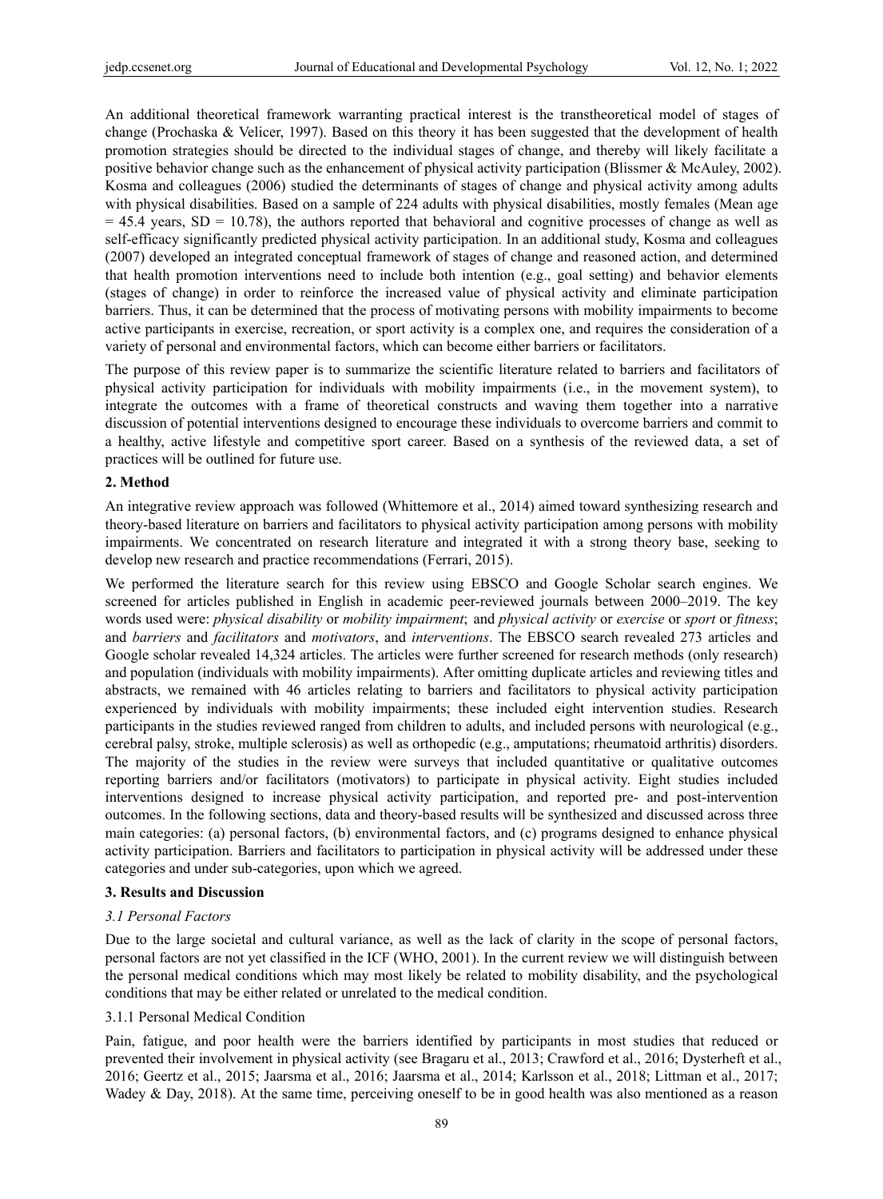An additional theoretical framework warranting practical interest is the transtheoretical model of stages of change (Prochaska & Velicer, 1997). Based on this theory it has been suggested that the development of health promotion strategies should be directed to the individual stages of change, and thereby will likely facilitate a positive behavior change such as the enhancement of physical activity participation (Blissmer & McAuley, 2002). Kosma and colleagues (2006) studied the determinants of stages of change and physical activity among adults with physical disabilities. Based on a sample of 224 adults with physical disabilities, mostly females (Mean age = 45.4 years, SD = 10.78), the authors reported that behavioral and cognitive processes of change as well as self-efficacy significantly predicted physical activity participation. In an additional study, Kosma and colleagues (2007) developed an integrated conceptual framework of stages of change and reasoned action, and determined that health promotion interventions need to include both intention (e.g., goal setting) and behavior elements (stages of change) in order to reinforce the increased value of physical activity and eliminate participation barriers. Thus, it can be determined that the process of motivating persons with mobility impairments to become active participants in exercise, recreation, or sport activity is a complex one, and requires the consideration of a variety of personal and environmental factors, which can become either barriers or facilitators.

The purpose of this review paper is to summarize the scientific literature related to barriers and facilitators of physical activity participation for individuals with mobility impairments (i.e., in the movement system), to integrate the outcomes with a frame of theoretical constructs and waving them together into a narrative discussion of potential interventions designed to encourage these individuals to overcome barriers and commit to a healthy, active lifestyle and competitive sport career. Based on a synthesis of the reviewed data, a set of practices will be outlined for future use.

## 2. Method

An integrative review approach was followed (Whittemore et al., 2014) aimed toward synthesizing research and theory-based literature on barriers and facilitators to physical activity participation among persons with mobility impairments. We concentrated on research literature and integrated it with a strong theory base, seeking to develop new research and practice recommendations (Ferrari, 2015).

We performed the literature search for this review using EBSCO and Google Scholar search engines. We screened for articles published in English in academic peer-reviewed journals between 2000–2019. The key words used were: *physical disability* or *mobility impairment*; and *physical activity* or *exercise* or *sport* or *fitness*; and *barriers* and *facilitators* and *motivators*, and *interventions*. The EBSCO search revealed 273 articles and Google scholar revealed 14,324 articles. The articles were further screened for research methods (only research) and population (individuals with mobility impairments). After omitting duplicate articles and reviewing titles and abstracts, we remained with 46 articles relating to barriers and facilitators to physical activity participation experienced by individuals with mobility impairments; these included eight intervention studies. Research participants in the studies reviewed ranged from children to adults, and included persons with neurological (e.g., cerebral palsy, stroke, multiple sclerosis) as well as orthopedic (e.g., amputations; rheumatoid arthritis) disorders. The majority of the studies in the review were surveys that included quantitative or qualitative outcomes reporting barriers and/or facilitators (motivators) to participate in physical activity. Eight studies included interventions designed to increase physical activity participation, and reported pre- and post-intervention outcomes. In the following sections, data and theory-based results will be synthesized and discussed across three main categories: (a) personal factors, (b) environmental factors, and (c) programs designed to enhance physical activity participation. Barriers and facilitators to participation in physical activity will be addressed under these categories and under sub-categories, upon which we agreed.

## 3. Results and Discussion

### *3.1 Personal Factors*

Due to the large societal and cultural variance, as well as the lack of clarity in the scope of personal factors, personal factors are not yet classified in the ICF (WHO, 2001). In the current review we will distinguish between the personal medical conditions which may most likely be related to mobility disability, and the psychological conditions that may be either related or unrelated to the medical condition.

#### 3.1.1 Personal Medical Condition

Pain, fatigue, and poor health were the barriers identified by participants in most studies that reduced or prevented their involvement in physical activity (see Bragaru et al., 2013; Crawford et al., 2016; Dysterheft et al., 2016; Geertz et al., 2015; Jaarsma et al., 2016; Jaarsma et al., 2014; Karlsson et al., 2018; Littman et al., 2017; Wadey & Day, 2018). At the same time, perceiving oneself to be in good health was also mentioned as a reason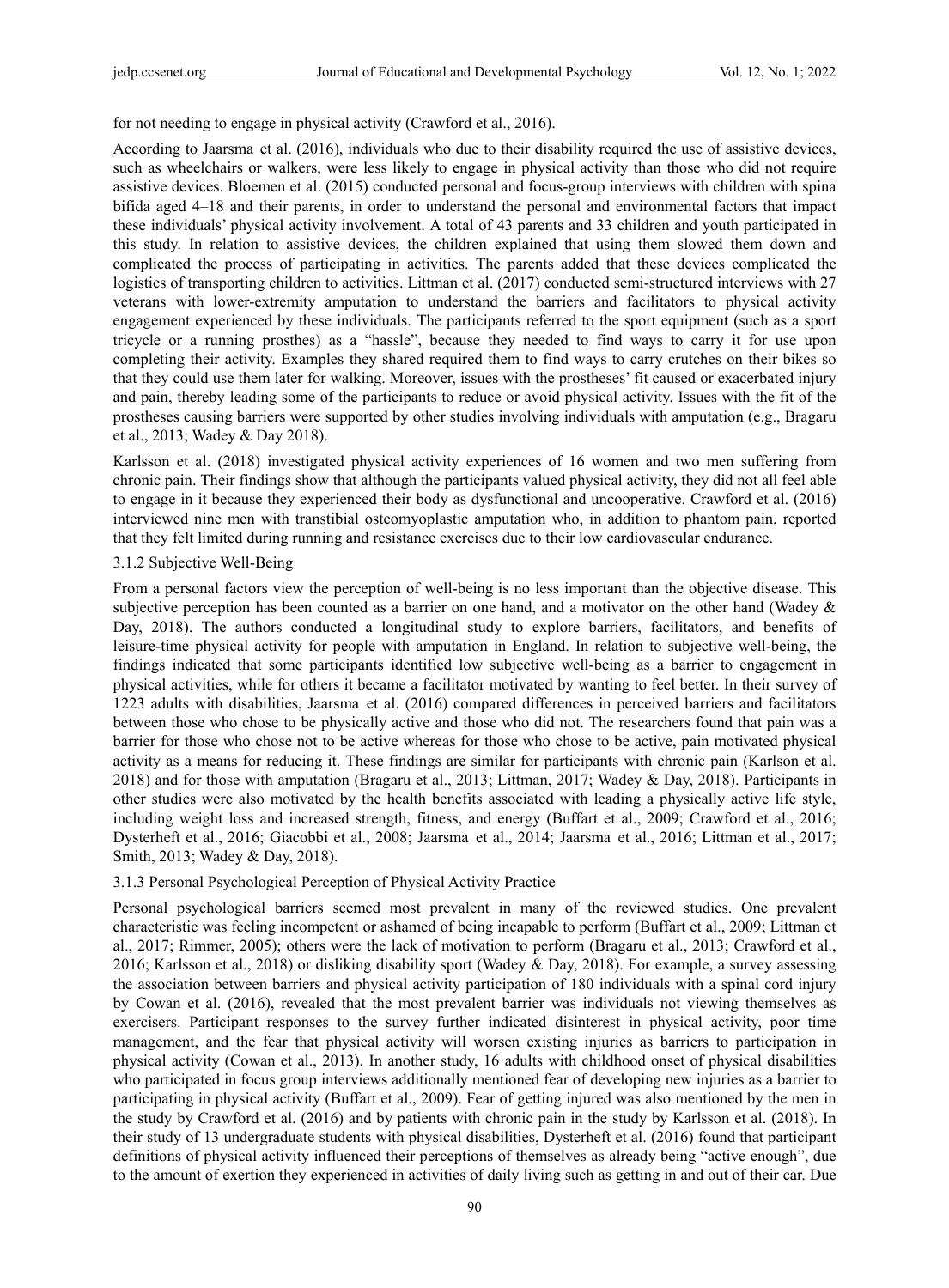for not needing to engage in physical activity (Crawford et al., 2016).

According to Jaarsma et al. (2016), individuals who due to their disability required the use of assistive devices, such as wheelchairs or walkers, were less likely to engage in physical activity than those who did not require assistive devices. Bloemen et al. (2015) conducted personal and focus-group interviews with children with spina bifida aged 4–18 and their parents, in order to understand the personal and environmental factors that impact these individuals' physical activity involvement. A total of 43 parents and 33 children and youth participated in this study. In relation to assistive devices, the children explained that using them slowed them down and complicated the process of participating in activities. The parents added that these devices complicated the logistics of transporting children to activities. Littman et al. (2017) conducted semi-structured interviews with 27 veterans with lower-extremity amputation to understand the barriers and facilitators to physical activity engagement experienced by these individuals. The participants referred to the sport equipment (such as a sport tricycle or a running prosthes) as a "hassle", because they needed to find ways to carry it for use upon completing their activity. Examples they shared required them to find ways to carry crutches on their bikes so that they could use them later for walking. Moreover, issues with the prostheses' fit caused or exacerbated injury and pain, thereby leading some of the participants to reduce or avoid physical activity. Issues with the fit of the prostheses causing barriers were supported by other studies involving individuals with amputation (e.g., Bragaru et al., 2013; Wadey & Day 2018).

Karlsson et al. (2018) investigated physical activity experiences of 16 women and two men suffering from chronic pain. Their findings show that although the participants valued physical activity, they did not all feel able to engage in it because they experienced their body as dysfunctional and uncooperative. Crawford et al. (2016) interviewed nine men with transtibial osteomyoplastic amputation who, in addition to phantom pain, reported that they felt limited during running and resistance exercises due to their low cardiovascular endurance.

### 3.1.2 Subjective Well-Being

From a personal factors view the perception of well-being is no less important than the objective disease. This subjective perception has been counted as a barrier on one hand, and a motivator on the other hand (Wadey & Day, 2018). The authors conducted a longitudinal study to explore barriers, facilitators, and benefits of leisure-time physical activity for people with amputation in England. In relation to subjective well-being, the findings indicated that some participants identified low subjective well-being as a barrier to engagement in physical activities, while for others it became a facilitator motivated by wanting to feel better. In their survey of 1223 adults with disabilities, Jaarsma et al. (2016) compared differences in perceived barriers and facilitators between those who chose to be physically active and those who did not. The researchers found that pain was a barrier for those who chose not to be active whereas for those who chose to be active, pain motivated physical activity as a means for reducing it. These findings are similar for participants with chronic pain (Karlson et al. 2018) and for those with amputation (Bragaru et al., 2013; Littman, 2017; Wadey & Day, 2018). Participants in other studies were also motivated by the health benefits associated with leading a physically active life style, including weight loss and increased strength, fitness, and energy (Buffart et al., 2009; Crawford et al., 2016; Dysterheft et al., 2016; Giacobbi et al., 2008; Jaarsma et al., 2014; Jaarsma et al., 2016; Littman et al., 2017; Smith, 2013; Wadey & Day, 2018).

### 3.1.3 Personal Psychological Perception of Physical Activity Practice

Personal psychological barriers seemed most prevalent in many of the reviewed studies. One prevalent characteristic was feeling incompetent or ashamed of being incapable to perform (Buffart et al., 2009; Littman et al., 2017; Rimmer, 2005); others were the lack of motivation to perform (Bragaru et al., 2013; Crawford et al., 2016; Karlsson et al., 2018) or disliking disability sport (Wadey & Day, 2018). For example, a survey assessing the association between barriers and physical activity participation of 180 individuals with a spinal cord injury by Cowan et al. (2016), revealed that the most prevalent barrier was individuals not viewing themselves as exercisers. Participant responses to the survey further indicated disinterest in physical activity, poor time management, and the fear that physical activity will worsen existing injuries as barriers to participation in physical activity (Cowan et al., 2013). In another study, 16 adults with childhood onset of physical disabilities who participated in focus group interviews additionally mentioned fear of developing new injuries as a barrier to participating in physical activity (Buffart et al., 2009). Fear of getting injured was also mentioned by the men in the study by Crawford et al. (2016) and by patients with chronic pain in the study by Karlsson et al. (2018). In their study of 13 undergraduate students with physical disabilities, Dysterheft et al. (2016) found that participant definitions of physical activity influenced their perceptions of themselves as already being "active enough", due to the amount of exertion they experienced in activities of daily living such as getting in and out of their car. Due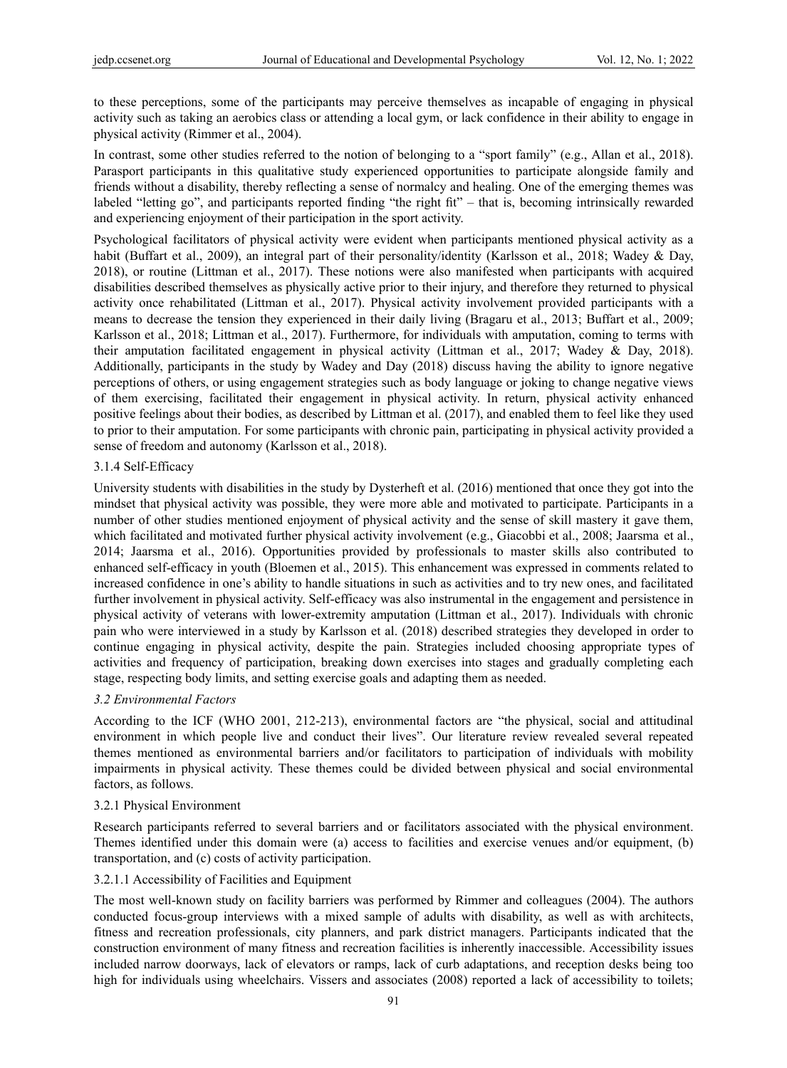to these perceptions, some of the participants may perceive themselves as incapable of engaging in physical activity such as taking an aerobics class or attending a local gym, or lack confidence in their ability to engage in physical activity (Rimmer et al., 2004).

In contrast, some other studies referred to the notion of belonging to a "sport family" (e.g., Allan et al., 2018). Parasport participants in this qualitative study experienced opportunities to participate alongside family and friends without a disability, thereby reflecting a sense of normalcy and healing. One of the emerging themes was labeled "letting go", and participants reported finding "the right fit" – that is, becoming intrinsically rewarded and experiencing enjoyment of their participation in the sport activity.

Psychological facilitators of physical activity were evident when participants mentioned physical activity as a habit (Buffart et al., 2009), an integral part of their personality/identity (Karlsson et al., 2018; Wadey & Day, 2018), or routine (Littman et al., 2017). These notions were also manifested when participants with acquired disabilities described themselves as physically active prior to their injury, and therefore they returned to physical activity once rehabilitated (Littman et al., 2017). Physical activity involvement provided participants with a means to decrease the tension they experienced in their daily living (Bragaru et al., 2013; Buffart et al., 2009; Karlsson et al., 2018; Littman et al., 2017). Furthermore, for individuals with amputation, coming to terms with their amputation facilitated engagement in physical activity (Littman et al., 2017; Wadey & Day, 2018). Additionally, participants in the study by Wadey and Day (2018) discuss having the ability to ignore negative perceptions of others, or using engagement strategies such as body language or joking to change negative views of them exercising, facilitated their engagement in physical activity. In return, physical activity enhanced positive feelings about their bodies, as described by Littman et al. (2017), and enabled them to feel like they used to prior to their amputation. For some participants with chronic pain, participating in physical activity provided a sense of freedom and autonomy (Karlsson et al., 2018).

#### 3.1.4 Self-Efficacy

University students with disabilities in the study by Dysterheft et al. (2016) mentioned that once they got into the mindset that physical activity was possible, they were more able and motivated to participate. Participants in a number of other studies mentioned enjoyment of physical activity and the sense of skill mastery it gave them, which facilitated and motivated further physical activity involvement (e.g., Giacobbi et al., 2008; Jaarsma et al., 2014; Jaarsma et al., 2016). Opportunities provided by professionals to master skills also contributed to enhanced self-efficacy in youth (Bloemen et al., 2015). This enhancement was expressed in comments related to increased confidence in one's ability to handle situations in such as activities and to try new ones, and facilitated further involvement in physical activity. Self-efficacy was also instrumental in the engagement and persistence in physical activity of veterans with lower-extremity amputation (Littman et al., 2017). Individuals with chronic pain who were interviewed in a study by Karlsson et al. (2018) described strategies they developed in order to continue engaging in physical activity, despite the pain. Strategies included choosing appropriate types of activities and frequency of participation, breaking down exercises into stages and gradually completing each stage, respecting body limits, and setting exercise goals and adapting them as needed.

### *3.2 Environmental Factors*

According to the ICF (WHO 2001, 212-213), environmental factors are "the physical, social and attitudinal environment in which people live and conduct their lives". Our literature review revealed several repeated themes mentioned as environmental barriers and/or facilitators to participation of individuals with mobility impairments in physical activity. These themes could be divided between physical and social environmental factors, as follows.

#### 3.2.1 Physical Environment

Research participants referred to several barriers and or facilitators associated with the physical environment. Themes identified under this domain were (a) access to facilities and exercise venues and/or equipment, (b) transportation, and (c) costs of activity participation.

##### 3.2.1.1 Accessibility of Facilities and Equipment

The most well-known study on facility barriers was performed by Rimmer and colleagues (2004). The authors conducted focus-group interviews with a mixed sample of adults with disability, as well as with architects, fitness and recreation professionals, city planners, and park district managers. Participants indicated that the construction environment of many fitness and recreation facilities is inherently inaccessible. Accessibility issues included narrow doorways, lack of elevators or ramps, lack of curb adaptations, and reception desks being too high for individuals using wheelchairs. Vissers and associates (2008) reported a lack of accessibility to toilets;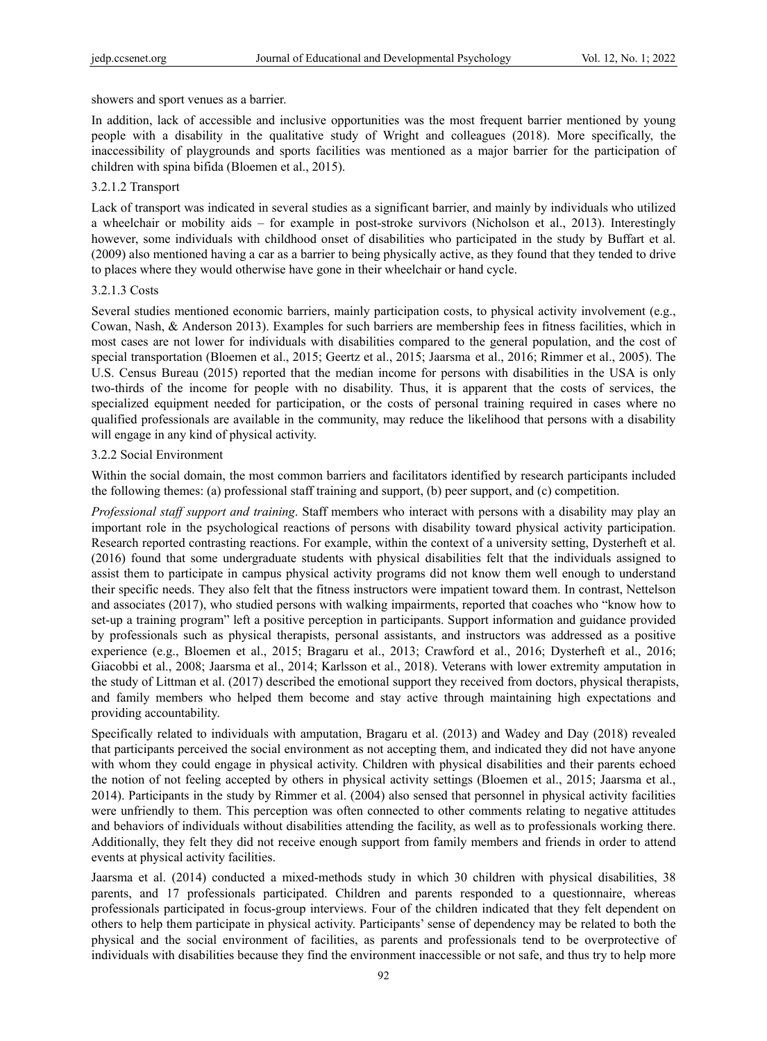showers and sport venues as a barrier.

In addition, lack of accessible and inclusive opportunities was the most frequent barrier mentioned by young people with a disability in the qualitative study of Wright and colleagues (2018). More specifically, the inaccessibility of playgrounds and sports facilities was mentioned as a major barrier for the participation of children with spina bifida (Bloemen et al., 2015).

#### 3.2.1.2 Transport

Lack of transport was indicated in several studies as a significant barrier, and mainly by individuals who utilized a wheelchair or mobility aids – for example in post-stroke survivors (Nicholson et al., 2013). Interestingly however, some individuals with childhood onset of disabilities who participated in the study by Buffart et al. (2009) also mentioned having a car as a barrier to being physically active, as they found that they tended to drive to places where they would otherwise have gone in their wheelchair or hand cycle.

#### 3.2.1.3 Costs

Several studies mentioned economic barriers, mainly participation costs, to physical activity involvement (e.g., Cowan, Nash, & Anderson 2013). Examples for such barriers are membership fees in fitness facilities, which in most cases are not lower for individuals with disabilities compared to the general population, and the cost of special transportation (Bloemen et al., 2015; Geertz et al., 2015; Jaarsma et al., 2016; Rimmer et al., 2005). The U.S. Census Bureau (2015) reported that the median income for persons with disabilities in the USA is only two-thirds of the income for people with no disability. Thus, it is apparent that the costs of services, the specialized equipment needed for participation, or the costs of personal training required in cases where no qualified professionals are available in the community, may reduce the likelihood that persons with a disability will engage in any kind of physical activity.

### 3.2.2 Social Environment

Within the social domain, the most common barriers and facilitators identified by research participants included the following themes: (a) professional staff training and support, (b) peer support, and (c) competition.

*Professional staff support and training*. Staff members who interact with persons with a disability may play an important role in the psychological reactions of persons with disability toward physical activity participation. Research reported contrasting reactions. For example, within the context of a university setting, Dysterheft et al. (2016) found that some undergraduate students with physical disabilities felt that the individuals assigned to assist them to participate in campus physical activity programs did not know them well enough to understand their specific needs. They also felt that the fitness instructors were impatient toward them. In contrast, Nettelson and associates (2017), who studied persons with walking impairments, reported that coaches who "know how to set-up a training program" left a positive perception in participants. Support information and guidance provided by professionals such as physical therapists, personal assistants, and instructors was addressed as a positive experience (e.g., Bloemen et al., 2015; Bragaru et al., 2013; Crawford et al., 2016; Dysterheft et al., 2016; Giacobbi et al., 2008; Jaarsma et al., 2014; Karlsson et al., 2018). Veterans with lower extremity amputation in the study of Littman et al. (2017) described the emotional support they received from doctors, physical therapists, and family members who helped them become and stay active through maintaining high expectations and providing accountability.

Specifically related to individuals with amputation, Bragaru et al. (2013) and Wadey and Day (2018) revealed that participants perceived the social environment as not accepting them, and indicated they did not have anyone with whom they could engage in physical activity. Children with physical disabilities and their parents echoed the notion of not feeling accepted by others in physical activity settings (Bloemen et al., 2015; Jaarsma et al., 2014). Participants in the study by Rimmer et al. (2004) also sensed that personnel in physical activity facilities were unfriendly to them. This perception was often connected to other comments relating to negative attitudes and behaviors of individuals without disabilities attending the facility, as well as to professionals working there. Additionally, they felt they did not receive enough support from family members and friends in order to attend events at physical activity facilities.

Jaarsma et al. (2014) conducted a mixed-methods study in which 30 children with physical disabilities, 38 parents, and 17 professionals participated. Children and parents responded to a questionnaire, whereas professionals participated in focus-group interviews. Four of the children indicated that they felt dependent on others to help them participate in physical activity. Participants' sense of dependency may be related to both the physical and the social environment of facilities, as parents and professionals tend to be overprotective of individuals with disabilities because they find the environment inaccessible or not safe, and thus try to help more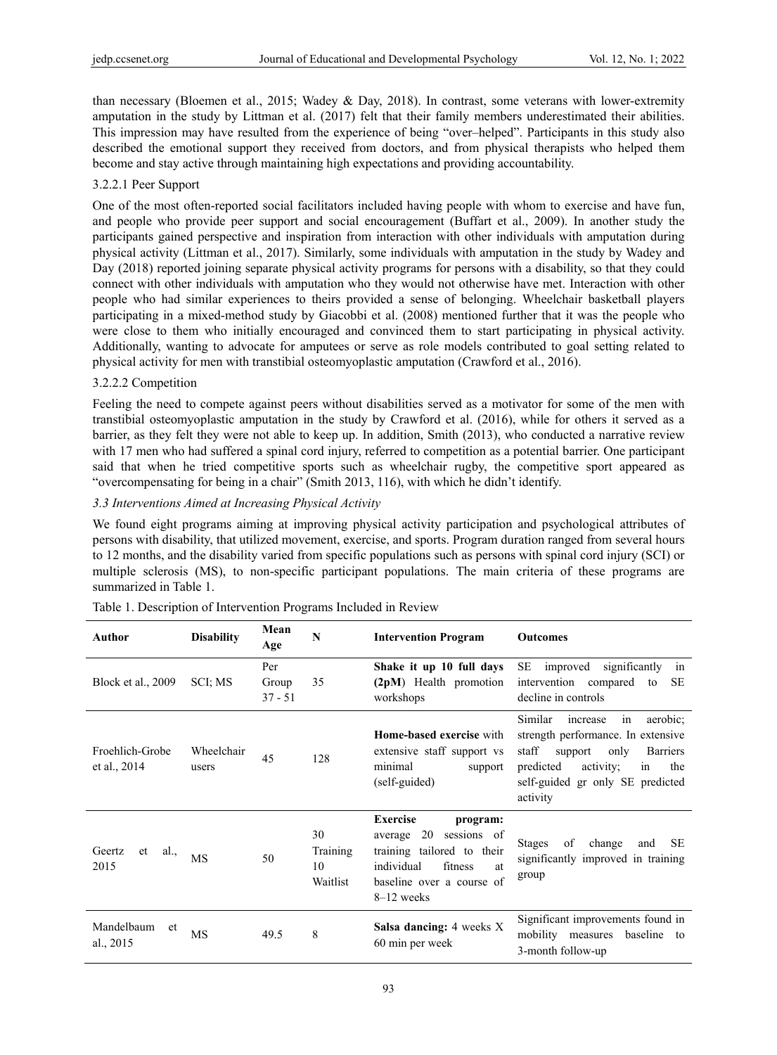than necessary (Bloemen et al., 2015; Wadey & Day, 2018). In contrast, some veterans with lower-extremity amputation in the study by Littman et al. (2017) felt that their family members underestimated their abilities. This impression may have resulted from the experience of being "over–helped". Participants in this study also described the emotional support they received from doctors, and from physical therapists who helped them become and stay active through maintaining high expectations and providing accountability.

#### 3.2.2.1 Peer Support

One of the most often-reported social facilitators included having people with whom to exercise and have fun, and people who provide peer support and social encouragement (Buffart et al., 2009). In another study the participants gained perspective and inspiration from interaction with other individuals with amputation during physical activity (Littman et al., 2017). Similarly, some individuals with amputation in the study by Wadey and Day (2018) reported joining separate physical activity programs for persons with a disability, so that they could connect with other individuals with amputation who they would not otherwise have met. Interaction with other people who had similar experiences to theirs provided a sense of belonging. Wheelchair basketball players participating in a mixed-method study by Giacobbi et al. (2008) mentioned further that it was the people who were close to them who initially encouraged and convinced them to start participating in physical activity. Additionally, wanting to advocate for amputees or serve as role models contributed to goal setting related to physical activity for men with transtibial osteomyoplastic amputation (Crawford et al., 2016).

#### 3.2.2.2 Competition

Feeling the need to compete against peers without disabilities served as a motivator for some of the men with transtibial osteomyoplastic amputation in the study by Crawford et al. (2016), while for others it served as a barrier, as they felt they were not able to keep up. In addition, Smith (2013), who conducted a narrative review with 17 men who had suffered a spinal cord injury, referred to competition as a potential barrier. One participant said that when he tried competitive sports such as wheelchair rugby, the competitive sport appeared as "overcompensating for being in a chair" (Smith 2013, 116), with which he didn't identify.

### *3.3 Interventions Aimed at Increasing Physical Activity*

We found eight programs aiming at improving physical activity participation and psychological attributes of persons with disability, that utilized movement, exercise, and sports. Program duration ranged from several hours to 12 months, and the disability varied from specific populations such as persons with spinal cord injury (SCI) or multiple sclerosis (MS), to non-specific participant populations. The main criteria of these programs are summarized in Table 1.

Table 1. Description of Intervention Programs Included in Review

| Author | Disability | Mean Age | N | Intervention Program | Outcomes |
|---|---|---|---|---|---|
| Block et al., 2009 | SCI; MS | Per Group 37 - 51 | 35 | **Shake it up 10 full days (2pM)** Health promotion workshops | SE improved significantly in intervention compared to SE decline in controls |
| Froehlich-Grobe et al., 2014 | Wheelchair users | 45 | 128 | **Home-based exercise** with extensive staff support vs minimal support (self-guided) | Similar increase in aerobic; strength performance. In extensive staff support only Barriers predicted activity; in the self-guided gr only SE predicted activity |
| Geertz et al., 2015 | MS | 50 | 30 Training 10 Waitlist | **Exercise program:** average 20 sessions of training tailored to their individual fitness at baseline over a course of 8–12 weeks | Stages of change and SE significantly improved in training group |
| Mandelbaum et al., 2015 | MS | 49.5 | 8 | **Salsa dancing:** 4 weeks X 60 min per week | Significant improvements found in mobility measures baseline to 3-month follow-up |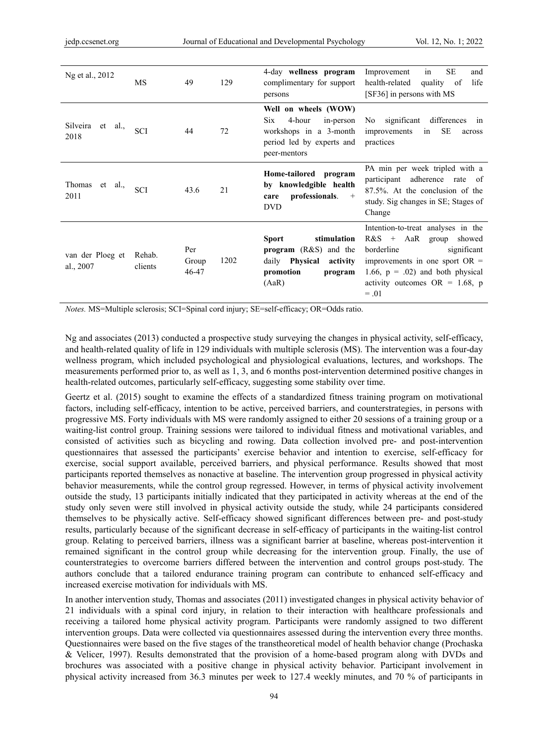| | | | | | |
|---|---|---|---|---|---|
| Ng et al., 2012 | MS | 49 | 129 | 4-day **wellness program** complimentary for support persons | Improvement in SE and health-related quality of life [SF36] in persons with MS |
| Silveira et al., 2018 | SCI | 44 | 72 | **Well on wheels (WOW)** Six 4-hour in-person workshops in a 3-month period led by experts and peer-mentors | No significant differences in improvements in SE across practices |
| Thomas et al., 2011 | SCI | 43.6 | 21 | **Home-tailored program by knowledgible health care professionals**. + DVD | PA min per week tripled with a participant adherence rate of 87.5%. At the conclusion of the study. Sig changes in SE; Stages of Change |
| van der Ploeg et al., 2007 | Rehab. clients | Per Group 46-47 | 1202 | **Sport stimulation program** (R&S) and the daily **Physical activity promotion program** (AaR) | Intention-to-treat analyses in the R&S + AaR group showed borderline significant improvements in one sport OR = 1.66, p = .02) and both physical activity outcomes OR = 1.68, p = .01 |

*Notes.* MS=Multiple sclerosis; SCI=Spinal cord injury; SE=self-efficacy; OR=Odds ratio.

Ng and associates (2013) conducted a prospective study surveying the changes in physical activity, self-efficacy, and health-related quality of life in 129 individuals with multiple sclerosis (MS). The intervention was a four-day wellness program, which included psychological and physiological evaluations, lectures, and workshops. The measurements performed prior to, as well as 1, 3, and 6 months post-intervention determined positive changes in health-related outcomes, particularly self-efficacy, suggesting some stability over time.

Geertz et al. (2015) sought to examine the effects of a standardized fitness training program on motivational factors, including self-efficacy, intention to be active, perceived barriers, and counterstrategies, in persons with progressive MS. Forty individuals with MS were randomly assigned to either 20 sessions of a training group or a waiting-list control group. Training sessions were tailored to individual fitness and motivational variables, and consisted of activities such as bicycling and rowing. Data collection involved pre- and post-intervention questionnaires that assessed the participants' exercise behavior and intention to exercise, self-efficacy for exercise, social support available, perceived barriers, and physical performance. Results showed that most participants reported themselves as nonactive at baseline. The intervention group progressed in physical activity behavior measurements, while the control group regressed. However, in terms of physical activity involvement outside the study, 13 participants initially indicated that they participated in activity whereas at the end of the study only seven were still involved in physical activity outside the study, while 24 participants considered themselves to be physically active. Self-efficacy showed significant differences between pre- and post-study results, particularly because of the significant decrease in self-efficacy of participants in the waiting-list control group. Relating to perceived barriers, illness was a significant barrier at baseline, whereas post-intervention it remained significant in the control group while decreasing for the intervention group. Finally, the use of counterstrategies to overcome barriers differed between the intervention and control groups post-study. The authors conclude that a tailored endurance training program can contribute to enhanced self-efficacy and increased exercise motivation for individuals with MS.

In another intervention study, Thomas and associates (2011) investigated changes in physical activity behavior of 21 individuals with a spinal cord injury, in relation to their interaction with healthcare professionals and receiving a tailored home physical activity program. Participants were randomly assigned to two different intervention groups. Data were collected via questionnaires assessed during the intervention every three months. Questionnaires were based on the five stages of the transtheoretical model of health behavior change (Prochaska & Velicer, 1997). Results demonstrated that the provision of a home-based program along with DVDs and brochures was associated with a positive change in physical activity behavior. Participant involvement in physical activity increased from 36.3 minutes per week to 127.4 weekly minutes, and 70 % of participants in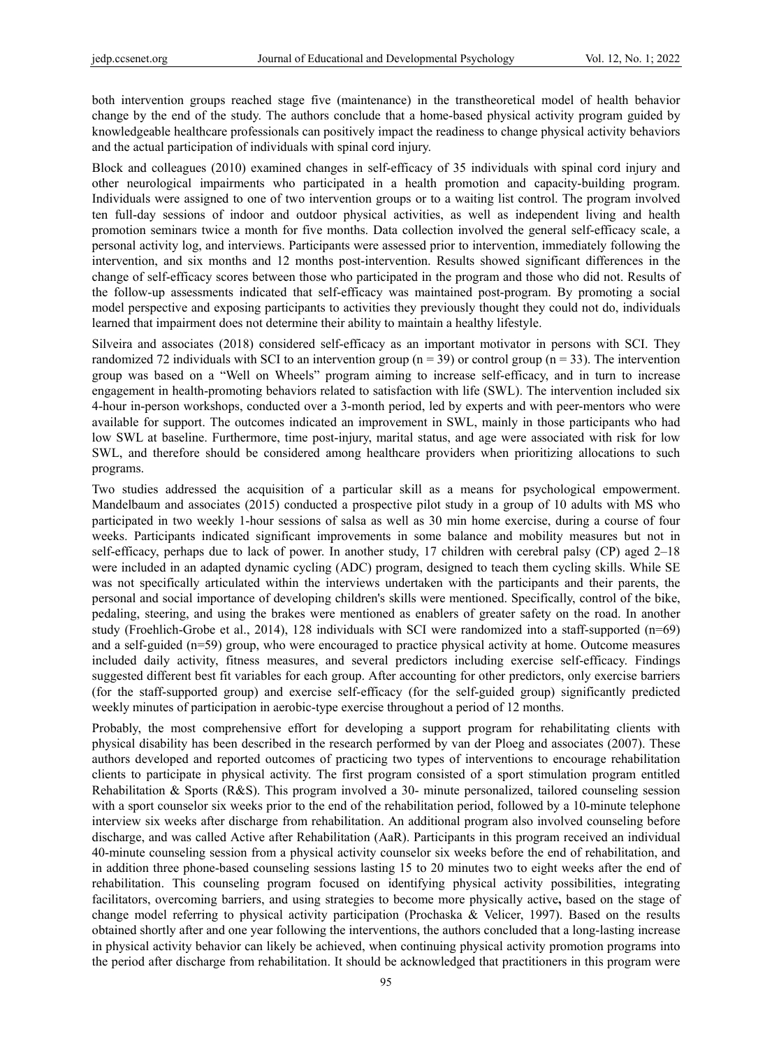both intervention groups reached stage five (maintenance) in the transtheoretical model of health behavior change by the end of the study. The authors conclude that a home-based physical activity program guided by knowledgeable healthcare professionals can positively impact the readiness to change physical activity behaviors and the actual participation of individuals with spinal cord injury.

Block and colleagues (2010) examined changes in self-efficacy of 35 individuals with spinal cord injury and other neurological impairments who participated in a health promotion and capacity-building program. Individuals were assigned to one of two intervention groups or to a waiting list control. The program involved ten full-day sessions of indoor and outdoor physical activities, as well as independent living and health promotion seminars twice a month for five months. Data collection involved the general self-efficacy scale, a personal activity log, and interviews. Participants were assessed prior to intervention, immediately following the intervention, and six months and 12 months post-intervention. Results showed significant differences in the change of self-efficacy scores between those who participated in the program and those who did not. Results of the follow-up assessments indicated that self-efficacy was maintained post-program. By promoting a social model perspective and exposing participants to activities they previously thought they could not do, individuals learned that impairment does not determine their ability to maintain a healthy lifestyle.

Silveira and associates (2018) considered self-efficacy as an important motivator in persons with SCI. They randomized 72 individuals with SCI to an intervention group (n = 39) or control group (n = 33). The intervention group was based on a "Well on Wheels" program aiming to increase self-efficacy, and in turn to increase engagement in health-promoting behaviors related to satisfaction with life (SWL). The intervention included six 4-hour in-person workshops, conducted over a 3-month period, led by experts and with peer-mentors who were available for support. The outcomes indicated an improvement in SWL, mainly in those participants who had low SWL at baseline. Furthermore, time post-injury, marital status, and age were associated with risk for low SWL, and therefore should be considered among healthcare providers when prioritizing allocations to such programs.

Two studies addressed the acquisition of a particular skill as a means for psychological empowerment. Mandelbaum and associates (2015) conducted a prospective pilot study in a group of 10 adults with MS who participated in two weekly 1-hour sessions of salsa as well as 30 min home exercise, during a course of four weeks. Participants indicated significant improvements in some balance and mobility measures but not in self-efficacy, perhaps due to lack of power. In another study, 17 children with cerebral palsy (CP) aged 2–18 were included in an adapted dynamic cycling (ADC) program, designed to teach them cycling skills. While SE was not specifically articulated within the interviews undertaken with the participants and their parents, the personal and social importance of developing children's skills were mentioned. Specifically, control of the bike, pedaling, steering, and using the brakes were mentioned as enablers of greater safety on the road. In another study (Froehlich-Grobe et al., 2014), 128 individuals with SCI were randomized into a staff-supported (n=69) and a self-guided (n=59) group, who were encouraged to practice physical activity at home. Outcome measures included daily activity, fitness measures, and several predictors including exercise self-efficacy. Findings suggested different best fit variables for each group. After accounting for other predictors, only exercise barriers (for the staff-supported group) and exercise self-efficacy (for the self-guided group) significantly predicted weekly minutes of participation in aerobic-type exercise throughout a period of 12 months.

Probably, the most comprehensive effort for developing a support program for rehabilitating clients with physical disability has been described in the research performed by van der Ploeg and associates (2007). These authors developed and reported outcomes of practicing two types of interventions to encourage rehabilitation clients to participate in physical activity. The first program consisted of a sport stimulation program entitled Rehabilitation & Sports (R&S). This program involved a 30- minute personalized, tailored counseling session with a sport counselor six weeks prior to the end of the rehabilitation period, followed by a 10-minute telephone interview six weeks after discharge from rehabilitation. An additional program also involved counseling before discharge, and was called Active after Rehabilitation (AaR). Participants in this program received an individual 40-minute counseling session from a physical activity counselor six weeks before the end of rehabilitation, and in addition three phone-based counseling sessions lasting 15 to 20 minutes two to eight weeks after the end of rehabilitation. This counseling program focused on identifying physical activity possibilities, integrating facilitators, overcoming barriers, and using strategies to become more physically active**,** based on the stage of change model referring to physical activity participation (Prochaska & Velicer, 1997). Based on the results obtained shortly after and one year following the interventions, the authors concluded that a long-lasting increase in physical activity behavior can likely be achieved, when continuing physical activity promotion programs into the period after discharge from rehabilitation. It should be acknowledged that practitioners in this program were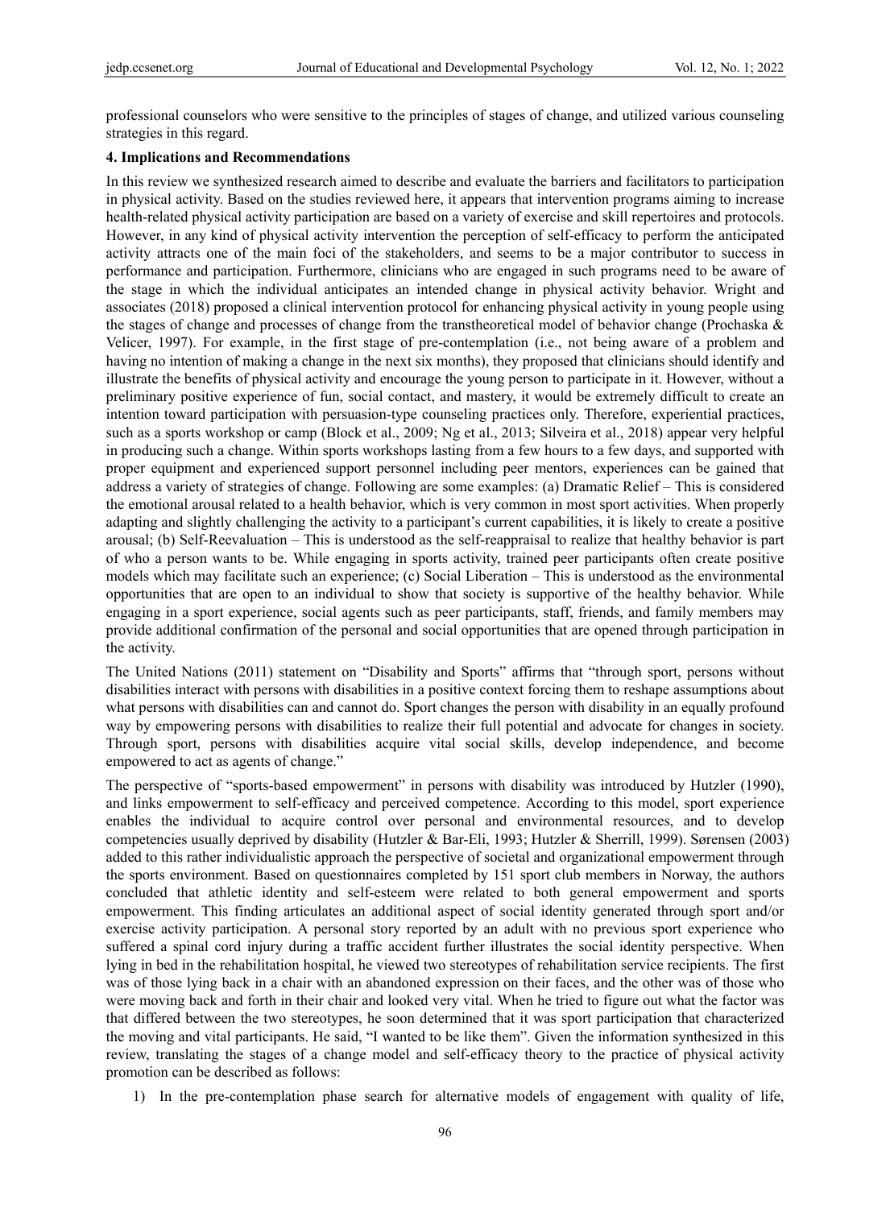professional counselors who were sensitive to the principles of stages of change, and utilized various counseling strategies in this regard.

## 4. Implications and Recommendations

In this review we synthesized research aimed to describe and evaluate the barriers and facilitators to participation in physical activity. Based on the studies reviewed here, it appears that intervention programs aiming to increase health-related physical activity participation are based on a variety of exercise and skill repertoires and protocols. However, in any kind of physical activity intervention the perception of self-efficacy to perform the anticipated activity attracts one of the main foci of the stakeholders, and seems to be a major contributor to success in performance and participation. Furthermore, clinicians who are engaged in such programs need to be aware of the stage in which the individual anticipates an intended change in physical activity behavior. Wright and associates (2018) proposed a clinical intervention protocol for enhancing physical activity in young people using the stages of change and processes of change from the transtheoretical model of behavior change (Prochaska & Velicer, 1997). For example, in the first stage of pre-contemplation (i.e., not being aware of a problem and having no intention of making a change in the next six months), they proposed that clinicians should identify and illustrate the benefits of physical activity and encourage the young person to participate in it. However, without a preliminary positive experience of fun, social contact, and mastery, it would be extremely difficult to create an intention toward participation with persuasion-type counseling practices only. Therefore, experiential practices, such as a sports workshop or camp (Block et al., 2009; Ng et al., 2013; Silveira et al., 2018) appear very helpful in producing such a change. Within sports workshops lasting from a few hours to a few days, and supported with proper equipment and experienced support personnel including peer mentors, experiences can be gained that address a variety of strategies of change. Following are some examples: (a) Dramatic Relief – This is considered the emotional arousal related to a health behavior, which is very common in most sport activities. When properly adapting and slightly challenging the activity to a participant's current capabilities, it is likely to create a positive arousal; (b) Self-Reevaluation – This is understood as the self-reappraisal to realize that healthy behavior is part of who a person wants to be. While engaging in sports activity, trained peer participants often create positive models which may facilitate such an experience; (c) Social Liberation – This is understood as the environmental opportunities that are open to an individual to show that society is supportive of the healthy behavior. While engaging in a sport experience, social agents such as peer participants, staff, friends, and family members may provide additional confirmation of the personal and social opportunities that are opened through participation in the activity.

The United Nations (2011) statement on "Disability and Sports" affirms that "through sport, persons without disabilities interact with persons with disabilities in a positive context forcing them to reshape assumptions about what persons with disabilities can and cannot do. Sport changes the person with disability in an equally profound way by empowering persons with disabilities to realize their full potential and advocate for changes in society. Through sport, persons with disabilities acquire vital social skills, develop independence, and become empowered to act as agents of change."

The perspective of "sports-based empowerment" in persons with disability was introduced by Hutzler (1990), and links empowerment to self-efficacy and perceived competence. According to this model, sport experience enables the individual to acquire control over personal and environmental resources, and to develop competencies usually deprived by disability (Hutzler & Bar-Eli, 1993; Hutzler & Sherrill, 1999). Sørensen (2003) added to this rather individualistic approach the perspective of societal and organizational empowerment through the sports environment. Based on questionnaires completed by 151 sport club members in Norway, the authors concluded that athletic identity and self-esteem were related to both general empowerment and sports empowerment. This finding articulates an additional aspect of social identity generated through sport and/or exercise activity participation. A personal story reported by an adult with no previous sport experience who suffered a spinal cord injury during a traffic accident further illustrates the social identity perspective. When lying in bed in the rehabilitation hospital, he viewed two stereotypes of rehabilitation service recipients. The first was of those lying back in a chair with an abandoned expression on their faces, and the other was of those who were moving back and forth in their chair and looked very vital. When he tried to figure out what the factor was that differed between the two stereotypes, he soon determined that it was sport participation that characterized the moving and vital participants. He said, "I wanted to be like them". Given the information synthesized in this review, translating the stages of a change model and self-efficacy theory to the practice of physical activity promotion can be described as follows:

1) In the pre-contemplation phase search for alternative models of engagement with quality of life,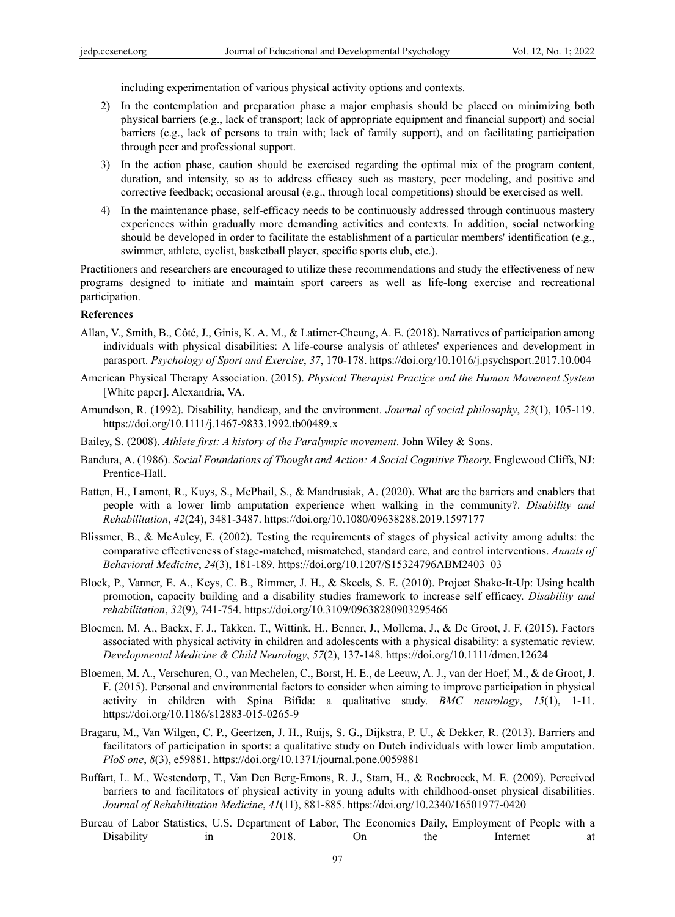including experimentation of various physical activity options and contexts.

2) In the contemplation and preparation phase a major emphasis should be placed on minimizing both physical barriers (e.g., lack of transport; lack of appropriate equipment and financial support) and social barriers (e.g., lack of persons to train with; lack of family support), and on facilitating participation through peer and professional support.

3) In the action phase, caution should be exercised regarding the optimal mix of the program content, duration, and intensity, so as to address efficacy such as mastery, peer modeling, and positive and corrective feedback; occasional arousal (e.g., through local competitions) should be exercised as well.

4) In the maintenance phase, self-efficacy needs to be continuously addressed through continuous mastery experiences within gradually more demanding activities and contexts. In addition, social networking should be developed in order to facilitate the establishment of a particular members' identification (e.g., swimmer, athlete, cyclist, basketball player, specific sports club, etc.).

Practitioners and researchers are encouraged to utilize these recommendations and study the effectiveness of new programs designed to initiate and maintain sport careers as well as life-long exercise and recreational participation.

**References**

Allan, V., Smith, B., Côté, J., Ginis, K. A. M., & Latimer-Cheung, A. E. (2018). Narratives of participation among individuals with physical disabilities: A life-course analysis of athletes' experiences and development in parasport. *Psychology of Sport and Exercise*, *37*, 170-178. https://doi.org/10.1016/j.psychsport.2017.10.004

American Physical Therapy Association. (2015). *Physical Therapist Practice and the Human Movement System* [White paper]. Alexandria, VA.

Amundson, R. (1992). Disability, handicap, and the environment. *Journal of social philosophy*, *23*(1), 105-119. https://doi.org/10.1111/j.1467-9833.1992.tb00489.x

Bailey, S. (2008). *Athlete first: A history of the Paralympic movement*. John Wiley & Sons.

Bandura, A. (1986). *Social Foundations of Thought and Action: A Social Cognitive Theory*. Englewood Cliffs, NJ: Prentice-Hall.

Batten, H., Lamont, R., Kuys, S., McPhail, S., & Mandrusiak, A. (2020). What are the barriers and enablers that people with a lower limb amputation experience when walking in the community?. *Disability and Rehabilitation*, *42*(24), 3481-3487. https://doi.org/10.1080/09638288.2019.1597177

Blissmer, B., & McAuley, E. (2002). Testing the requirements of stages of physical activity among adults: the comparative effectiveness of stage-matched, mismatched, standard care, and control interventions. *Annals of Behavioral Medicine*, *24*(3), 181-189. https://doi.org/10.1207/S15324796ABM2403_03

Block, P., Vanner, E. A., Keys, C. B., Rimmer, J. H., & Skeels, S. E. (2010). Project Shake-It-Up: Using health promotion, capacity building and a disability studies framework to increase self efficacy. *Disability and rehabilitation*, *32*(9), 741-754. https://doi.org/10.3109/09638280903295466

Bloemen, M. A., Backx, F. J., Takken, T., Wittink, H., Benner, J., Mollema, J., & De Groot, J. F. (2015). Factors associated with physical activity in children and adolescents with a physical disability: a systematic review. *Developmental Medicine & Child Neurology*, *57*(2), 137-148. https://doi.org/10.1111/dmcn.12624

Bloemen, M. A., Verschuren, O., van Mechelen, C., Borst, H. E., de Leeuw, A. J., van der Hoef, M., & de Groot, J. F. (2015). Personal and environmental factors to consider when aiming to improve participation in physical activity in children with Spina Bifida: a qualitative study. *BMC neurology*, *15*(1), 1-11. https://doi.org/10.1186/s12883-015-0265-9

Bragaru, M., Van Wilgen, C. P., Geertzen, J. H., Ruijs, S. G., Dijkstra, P. U., & Dekker, R. (2013). Barriers and facilitators of participation in sports: a qualitative study on Dutch individuals with lower limb amputation. *PloS one*, *8*(3), e59881. https://doi.org/10.1371/journal.pone.0059881

Buffart, L. M., Westendorp, T., Van Den Berg-Emons, R. J., Stam, H., & Roebroeck, M. E. (2009). Perceived barriers to and facilitators of physical activity in young adults with childhood-onset physical disabilities. *Journal of Rehabilitation Medicine*, *41*(11), 881-885. https://doi.org/10.2340/16501977-0420

Bureau of Labor Statistics, U.S. Department of Labor, The Economics Daily, Employment of People with a Disability in 2018. On the Internet at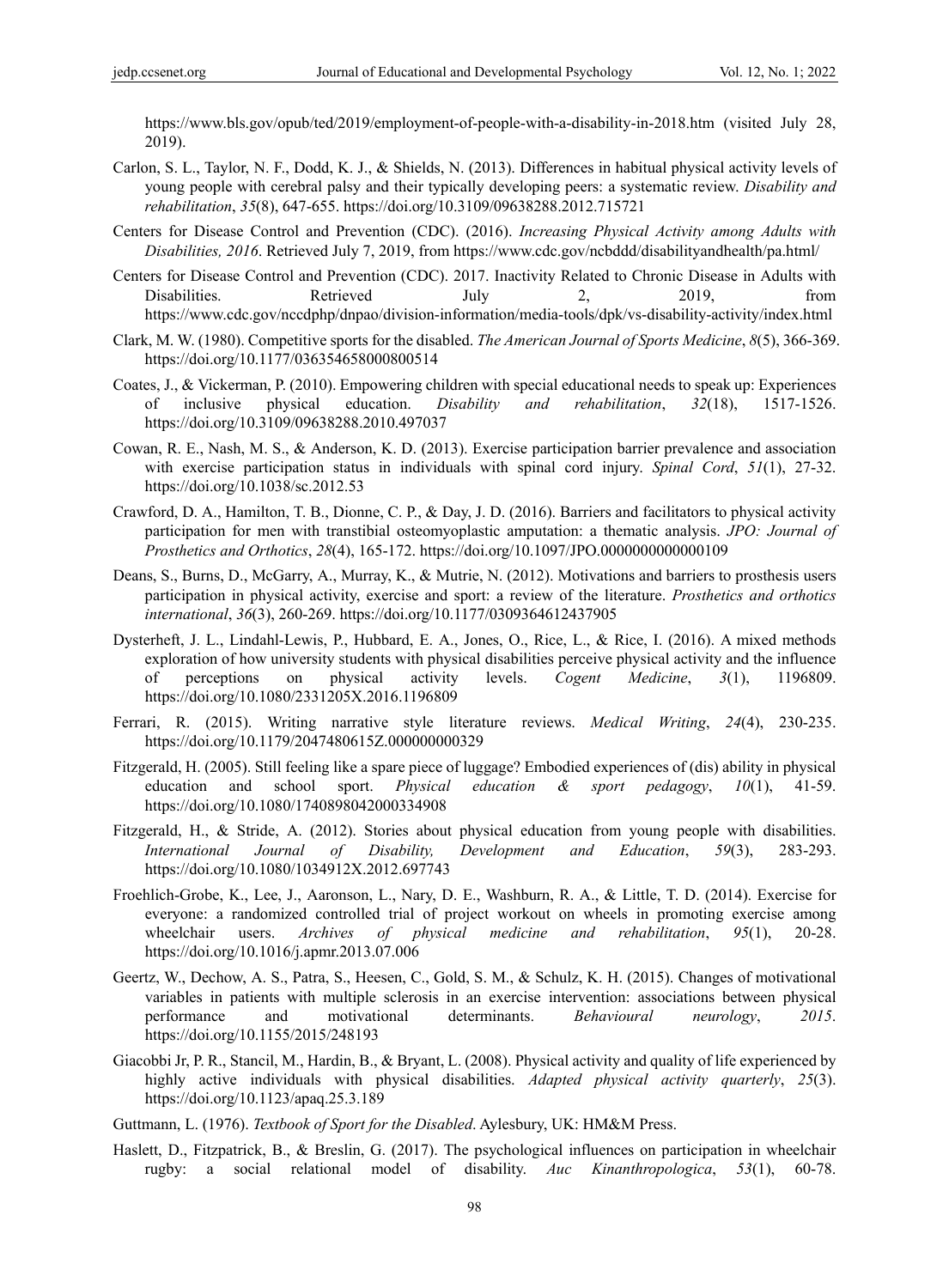https://www.bls.gov/opub/ted/2019/employment-of-people-with-a-disability-in-2018.htm (visited July 28, 2019).

Carlon, S. L., Taylor, N. F., Dodd, K. J., & Shields, N. (2013). Differences in habitual physical activity levels of young people with cerebral palsy and their typically developing peers: a systematic review. *Disability and rehabilitation*, *35*(8), 647-655. https://doi.org/10.3109/09638288.2012.715721

Centers for Disease Control and Prevention (CDC). (2016). *Increasing Physical Activity among Adults with Disabilities, 2016*. Retrieved July 7, 2019, from https://www.cdc.gov/ncbddd/disabilityandhealth/pa.html/

Centers for Disease Control and Prevention (CDC). 2017. Inactivity Related to Chronic Disease in Adults with Disabilities. Retrieved July 2, 2019, from https://www.cdc.gov/nccdphp/dnpao/division-information/media-tools/dpk/vs-disability-activity/index.html

Clark, M. W. (1980). Competitive sports for the disabled. *The American Journal of Sports Medicine*, *8*(5), 366-369. https://doi.org/10.1177/036354658000800514

Coates, J., & Vickerman, P. (2010). Empowering children with special educational needs to speak up: Experiences of inclusive physical education. *Disability and rehabilitation*, *32*(18), 1517-1526. https://doi.org/10.3109/09638288.2010.497037

Cowan, R. E., Nash, M. S., & Anderson, K. D. (2013). Exercise participation barrier prevalence and association with exercise participation status in individuals with spinal cord injury. *Spinal Cord*, *51*(1), 27-32. https://doi.org/10.1038/sc.2012.53

Crawford, D. A., Hamilton, T. B., Dionne, C. P., & Day, J. D. (2016). Barriers and facilitators to physical activity participation for men with transtibial osteomyoplastic amputation: a thematic analysis. *JPO: Journal of Prosthetics and Orthotics*, *28*(4), 165-172. https://doi.org/10.1097/JPO.0000000000000109

Deans, S., Burns, D., McGarry, A., Murray, K., & Mutrie, N. (2012). Motivations and barriers to prosthesis users participation in physical activity, exercise and sport: a review of the literature. *Prosthetics and orthotics international*, *36*(3), 260-269. https://doi.org/10.1177/0309364612437905

Dysterheft, J. L., Lindahl-Lewis, P., Hubbard, E. A., Jones, O., Rice, L., & Rice, I. (2016). A mixed methods exploration of how university students with physical disabilities perceive physical activity and the influence of perceptions on physical activity levels. *Cogent Medicine*, *3*(1), 1196809. https://doi.org/10.1080/2331205X.2016.1196809

Ferrari, R. (2015). Writing narrative style literature reviews. *Medical Writing*, *24*(4), 230-235. https://doi.org/10.1179/2047480615Z.000000000329

Fitzgerald, H. (2005). Still feeling like a spare piece of luggage? Embodied experiences of (dis) ability in physical education and school sport. *Physical education & sport pedagogy*, *10*(1), 41-59. https://doi.org/10.1080/1740898042000334908

Fitzgerald, H., & Stride, A. (2012). Stories about physical education from young people with disabilities. *International Journal of Disability, Development and Education*, *59*(3), 283-293. https://doi.org/10.1080/1034912X.2012.697743

Froehlich-Grobe, K., Lee, J., Aaronson, L., Nary, D. E., Washburn, R. A., & Little, T. D. (2014). Exercise for everyone: a randomized controlled trial of project workout on wheels in promoting exercise among wheelchair users. *Archives of physical medicine and rehabilitation*, *95*(1), 20-28. https://doi.org/10.1016/j.apmr.2013.07.006

Geertz, W., Dechow, A. S., Patra, S., Heesen, C., Gold, S. M., & Schulz, K. H. (2015). Changes of motivational variables in patients with multiple sclerosis in an exercise intervention: associations between physical performance and motivational determinants. *Behavioural neurology*, *2015*. https://doi.org/10.1155/2015/248193

Giacobbi Jr, P. R., Stancil, M., Hardin, B., & Bryant, L. (2008). Physical activity and quality of life experienced by highly active individuals with physical disabilities. *Adapted physical activity quarterly*, *25*(3). https://doi.org/10.1123/apaq.25.3.189

Guttmann, L. (1976). *Textbook of Sport for the Disabled*. Aylesbury, UK: HM&M Press.

Haslett, D., Fitzpatrick, B., & Breslin, G. (2017). The psychological influences on participation in wheelchair rugby: a social relational model of disability. *Auc Kinanthropologica*, *53*(1), 60-78.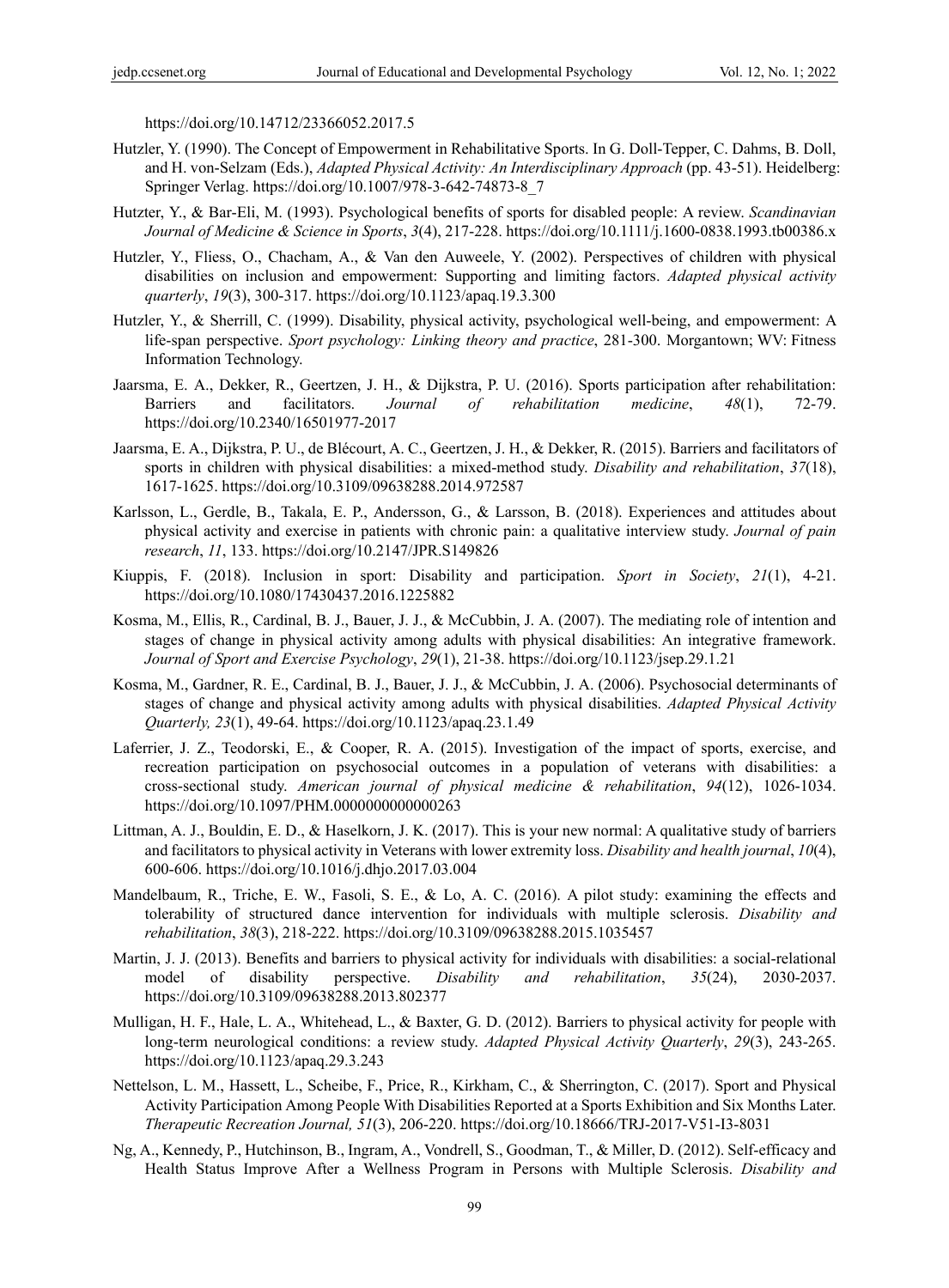https://doi.org/10.14712/23366052.2017.5

Hutzler, Y. (1990). The Concept of Empowerment in Rehabilitative Sports. In G. Doll-Tepper, C. Dahms, B. Doll, and H. von-Selzam (Eds.), *Adapted Physical Activity: An Interdisciplinary Approach* (pp. 43-51). Heidelberg: Springer Verlag. https://doi.org/10.1007/978-3-642-74873-8_7

Hutzter, Y., & Bar-Eli, M. (1993). Psychological benefits of sports for disabled people: A review. *Scandinavian Journal of Medicine & Science in Sports*, *3*(4), 217-228. https://doi.org/10.1111/j.1600-0838.1993.tb00386.x

Hutzler, Y., Fliess, O., Chacham, A., & Van den Auweele, Y. (2002). Perspectives of children with physical disabilities on inclusion and empowerment: Supporting and limiting factors. *Adapted physical activity quarterly*, *19*(3), 300-317. https://doi.org/10.1123/apaq.19.3.300

Hutzler, Y., & Sherrill, C. (1999). Disability, physical activity, psychological well-being, and empowerment: A life-span perspective. *Sport psychology: Linking theory and practice*, 281-300. Morgantown; WV: Fitness Information Technology.

Jaarsma, E. A., Dekker, R., Geertzen, J. H., & Dijkstra, P. U. (2016). Sports participation after rehabilitation: Barriers and facilitators. *Journal of rehabilitation medicine*, *48*(1), 72-79. https://doi.org/10.2340/16501977-2017

Jaarsma, E. A., Dijkstra, P. U., de Blécourt, A. C., Geertzen, J. H., & Dekker, R. (2015). Barriers and facilitators of sports in children with physical disabilities: a mixed-method study. *Disability and rehabilitation*, *37*(18), 1617-1625. https://doi.org/10.3109/09638288.2014.972587

Karlsson, L., Gerdle, B., Takala, E. P., Andersson, G., & Larsson, B. (2018). Experiences and attitudes about physical activity and exercise in patients with chronic pain: a qualitative interview study. *Journal of pain research*, *11*, 133. https://doi.org/10.2147/JPR.S149826

Kiuppis, F. (2018). Inclusion in sport: Disability and participation. *Sport in Society*, *21*(1), 4-21. https://doi.org/10.1080/17430437.2016.1225882

Kosma, M., Ellis, R., Cardinal, B. J., Bauer, J. J., & McCubbin, J. A. (2007). The mediating role of intention and stages of change in physical activity among adults with physical disabilities: An integrative framework. *Journal of Sport and Exercise Psychology*, *29*(1), 21-38. https://doi.org/10.1123/jsep.29.1.21

Kosma, M., Gardner, R. E., Cardinal, B. J., Bauer, J. J., & McCubbin, J. A. (2006). Psychosocial determinants of stages of change and physical activity among adults with physical disabilities. *Adapted Physical Activity Quarterly, 23*(1), 49-64. https://doi.org/10.1123/apaq.23.1.49

Laferrier, J. Z., Teodorski, E., & Cooper, R. A. (2015). Investigation of the impact of sports, exercise, and recreation participation on psychosocial outcomes in a population of veterans with disabilities: a cross-sectional study. *American journal of physical medicine & rehabilitation*, *94*(12), 1026-1034. https://doi.org/10.1097/PHM.0000000000000263

Littman, A. J., Bouldin, E. D., & Haselkorn, J. K. (2017). This is your new normal: A qualitative study of barriers and facilitators to physical activity in Veterans with lower extremity loss. *Disability and health journal*, *10*(4), 600-606. https://doi.org/10.1016/j.dhjo.2017.03.004

Mandelbaum, R., Triche, E. W., Fasoli, S. E., & Lo, A. C. (2016). A pilot study: examining the effects and tolerability of structured dance intervention for individuals with multiple sclerosis. *Disability and rehabilitation*, *38*(3), 218-222. https://doi.org/10.3109/09638288.2015.1035457

Martin, J. J. (2013). Benefits and barriers to physical activity for individuals with disabilities: a social-relational model of disability perspective. *Disability and rehabilitation*, *35*(24), 2030-2037. https://doi.org/10.3109/09638288.2013.802377

Mulligan, H. F., Hale, L. A., Whitehead, L., & Baxter, G. D. (2012). Barriers to physical activity for people with long-term neurological conditions: a review study. *Adapted Physical Activity Quarterly*, *29*(3), 243-265. https://doi.org/10.1123/apaq.29.3.243

Nettelson, L. M., Hassett, L., Scheibe, F., Price, R., Kirkham, C., & Sherrington, C. (2017). Sport and Physical Activity Participation Among People With Disabilities Reported at a Sports Exhibition and Six Months Later. *Therapeutic Recreation Journal, 51*(3), 206-220. https://doi.org/10.18666/TRJ-2017-V51-I3-8031

Ng, A., Kennedy, P., Hutchinson, B., Ingram, A., Vondrell, S., Goodman, T., & Miller, D. (2012). Self-efficacy and Health Status Improve After a Wellness Program in Persons with Multiple Sclerosis. *Disability and*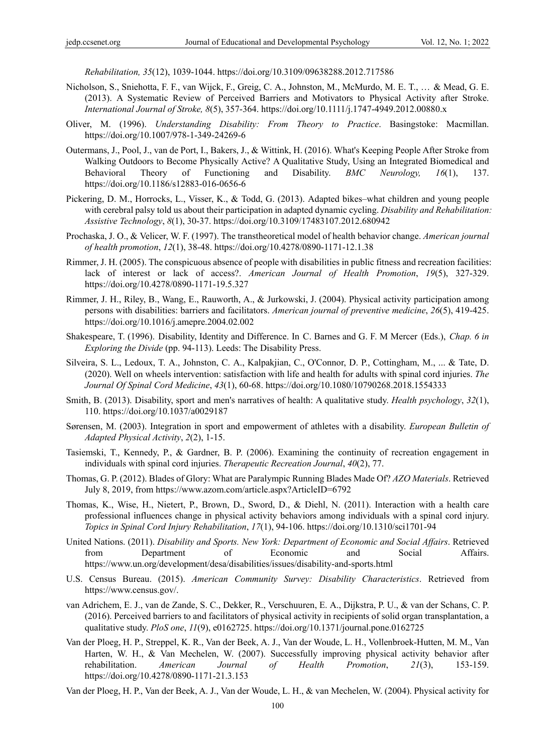*Rehabilitation, 35*(12), 1039-1044. https://doi.org/10.3109/09638288.2012.717586

Nicholson, S., Sniehotta, F. F., van Wijck, F., Greig, C. A., Johnston, M., McMurdo, M. E. T., … & Mead, G. E. (2013). A Systematic Review of Perceived Barriers and Motivators to Physical Activity after Stroke. *International Journal of Stroke, 8*(5), 357-364. https://doi.org/10.1111/j.1747-4949.2012.00880.x

Oliver, M. (1996). *Understanding Disability: From Theory to Practice*. Basingstoke: Macmillan. https://doi.org/10.1007/978-1-349-24269-6

Outermans, J., Pool, J., van de Port, I., Bakers, J., & Wittink, H. (2016). What's Keeping People After Stroke from Walking Outdoors to Become Physically Active? A Qualitative Study, Using an Integrated Biomedical and Behavioral Theory of Functioning and Disability. *BMC Neurology, 16*(1), 137. https://doi.org/10.1186/s12883-016-0656-6

Pickering, D. M., Horrocks, L., Visser, K., & Todd, G. (2013). Adapted bikes–what children and young people with cerebral palsy told us about their participation in adapted dynamic cycling. *Disability and Rehabilitation: Assistive Technology*, *8*(1), 30-37. https://doi.org/10.3109/17483107.2012.680942

Prochaska, J. O., & Velicer, W. F. (1997). The transtheoretical model of health behavior change. *American journal of health promotion*, *12*(1), 38-48. https://doi.org/10.4278/0890-1171-12.1.38

Rimmer, J. H. (2005). The conspicuous absence of people with disabilities in public fitness and recreation facilities: lack of interest or lack of access?. *American Journal of Health Promotion*, *19*(5), 327-329. https://doi.org/10.4278/0890-1171-19.5.327

Rimmer, J. H., Riley, B., Wang, E., Rauworth, A., & Jurkowski, J. (2004). Physical activity participation among persons with disabilities: barriers and facilitators. *American journal of preventive medicine*, *26*(5), 419-425. https://doi.org/10.1016/j.amepre.2004.02.002

Shakespeare, T. (1996). Disability, Identity and Difference. In C. Barnes and G. F. M Mercer (Eds.), *Chap. 6 in Exploring the Divide* (pp. 94-113). Leeds: The Disability Press.

Silveira, S. L., Ledoux, T. A., Johnston, C. A., Kalpakjian, C., O'Connor, D. P., Cottingham, M., ... & Tate, D. (2020). Well on wheels intervention: satisfaction with life and health for adults with spinal cord injuries. *The Journal Of Spinal Cord Medicine*, *43*(1), 60-68. https://doi.org/10.1080/10790268.2018.1554333

Smith, B. (2013). Disability, sport and men's narratives of health: A qualitative study. *Health psychology*, *32*(1), 110. https://doi.org/10.1037/a0029187

Sørensen, M. (2003). Integration in sport and empowerment of athletes with a disability. *European Bulletin of Adapted Physical Activity*, *2*(2), 1-15.

Tasiemski, T., Kennedy, P., & Gardner, B. P. (2006). Examining the continuity of recreation engagement in individuals with spinal cord injuries. *Therapeutic Recreation Journal*, *40*(2), 77.

Thomas, G. P. (2012). Blades of Glory: What are Paralympic Running Blades Made Of? *AZO Materials*. Retrieved July 8, 2019, from https://www.azom.com/article.aspx?ArticleID=6792

Thomas, K., Wise, H., Nietert, P., Brown, D., Sword, D., & Diehl, N. (2011). Interaction with a health care professional influences change in physical activity behaviors among individuals with a spinal cord injury. *Topics in Spinal Cord Injury Rehabilitation*, *17*(1), 94-106. https://doi.org/10.1310/sci1701-94

United Nations. (2011). *Disability and Sports. New York: Department of Economic and Social Affairs*. Retrieved from Department of Economic and Social Affairs. https://www.un.org/development/desa/disabilities/issues/disability-and-sports.html

U.S. Census Bureau. (2015). *American Community Survey: Disability Characteristics*. Retrieved from https://www.census.gov/.

van Adrichem, E. J., van de Zande, S. C., Dekker, R., Verschuuren, E. A., Dijkstra, P. U., & van der Schans, C. P. (2016). Perceived barriers to and facilitators of physical activity in recipients of solid organ transplantation, a qualitative study. *PloS one*, *11*(9), e0162725. https://doi.org/10.1371/journal.pone.0162725

Van der Ploeg, H. P., Streppel, K. R., Van der Beek, A. J., Van der Woude, L. H., Vollenbroek-Hutten, M. M., Van Harten, W. H., & Van Mechelen, W. (2007). Successfully improving physical activity behavior after rehabilitation. *American Journal of Health Promotion*, *21*(3), 153-159. https://doi.org/10.4278/0890-1171-21.3.153

Van der Ploeg, H. P., Van der Beek, A. J., Van der Woude, L. H., & van Mechelen, W. (2004). Physical activity for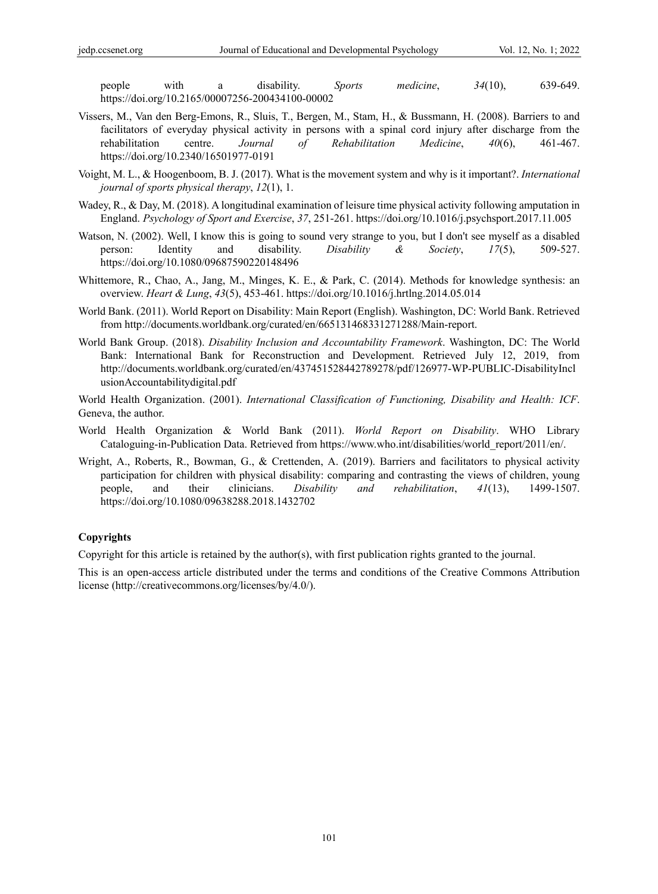people with a disability. *Sports medicine*, *34*(10), 639-649. https://doi.org/10.2165/00007256-200434100-00002

Vissers, M., Van den Berg-Emons, R., Sluis, T., Bergen, M., Stam, H., & Bussmann, H. (2008). Barriers to and facilitators of everyday physical activity in persons with a spinal cord injury after discharge from the rehabilitation centre. *Journal of Rehabilitation Medicine*, *40*(6), 461-467. https://doi.org/10.2340/16501977-0191

Voight, M. L., & Hoogenboom, B. J. (2017). What is the movement system and why is it important?. *International journal of sports physical therapy*, *12*(1), 1.

Wadey, R., & Day, M. (2018). A longitudinal examination of leisure time physical activity following amputation in England. *Psychology of Sport and Exercise*, *37*, 251-261. https://doi.org/10.1016/j.psychsport.2017.11.005

Watson, N. (2002). Well, I know this is going to sound very strange to you, but I don't see myself as a disabled person: Identity and disability. *Disability & Society*, *17*(5), 509-527. https://doi.org/10.1080/09687590220148496

Whittemore, R., Chao, A., Jang, M., Minges, K. E., & Park, C. (2014). Methods for knowledge synthesis: an overview. *Heart & Lung*, *43*(5), 453-461. https://doi.org/10.1016/j.hrtlng.2014.05.014

World Bank. (2011). World Report on Disability: Main Report (English). Washington, DC: World Bank. Retrieved from http://documents.worldbank.org/curated/en/665131468331271288/Main-report.

World Bank Group. (2018). *Disability Inclusion and Accountability Framework*. Washington, DC: The World Bank: International Bank for Reconstruction and Development. Retrieved July 12, 2019, from http://documents.worldbank.org/curated/en/437451528442789278/pdf/126977-WP-PUBLIC-DisabilityInclusionAccountabilitydigital.pdf

World Health Organization. (2001). *International Classification of Functioning, Disability and Health: ICF*. Geneva, the author.

World Health Organization & World Bank (2011). *World Report on Disability*. WHO Library Cataloguing-in-Publication Data. Retrieved from https://www.who.int/disabilities/world_report/2011/en/.

Wright, A., Roberts, R., Bowman, G., & Crettenden, A. (2019). Barriers and facilitators to physical activity participation for children with physical disability: comparing and contrasting the views of children, young people, and their clinicians. *Disability and rehabilitation*, *41*(13), 1499-1507. https://doi.org/10.1080/09638288.2018.1432702

### Copyrights

Copyright for this article is retained by the author(s), with first publication rights granted to the journal.

This is an open-access article distributed under the terms and conditions of the Creative Commons Attribution license (http://creativecommons.org/licenses/by/4.0/).